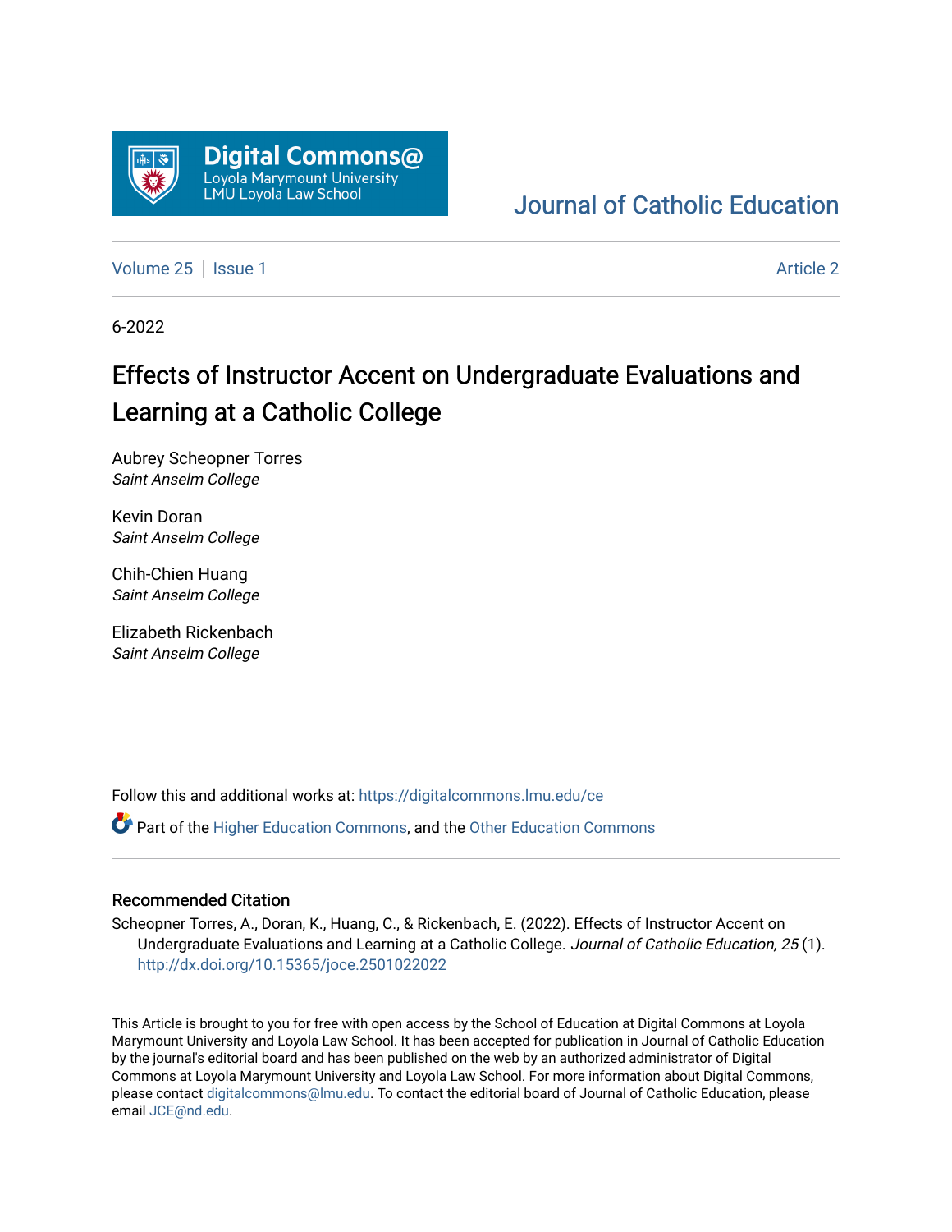Digital Commons@ Loyola Marymount University LMU Loyola Law School

Journal of Catholic Education

Volume 25 | Issue 1 Article 2

6-2022

# Effects of Instructor Accent on Undergraduate Evaluations and Learning at a Catholic College

Aubrey Scheopner Torres
*Saint Anselm College*

Kevin Doran
*Saint Anselm College*

Chih-Chien Huang
*Saint Anselm College*

Elizabeth Rickenbach
*Saint Anselm College*

Follow this and additional works at: https://digitalcommons.lmu.edu/ce

Part of the Higher Education Commons, and the Other Education Commons

## Recommended Citation

Scheopner Torres, A., Doran, K., Huang, C., & Rickenbach, E. (2022). Effects of Instructor Accent on Undergraduate Evaluations and Learning at a Catholic College. *Journal of Catholic Education, 25* (1). http://dx.doi.org/10.15365/joce.2501022022

This Article is brought to you for free with open access by the School of Education at Digital Commons at Loyola Marymount University and Loyola Law School. It has been accepted for publication in Journal of Catholic Education by the journal's editorial board and has been published on the web by an authorized administrator of Digital Commons at Loyola Marymount University and Loyola Law School. For more information about Digital Commons, please contact digitalcommons@lmu.edu. To contact the editorial board of Journal of Catholic Education, please email JCE@nd.edu.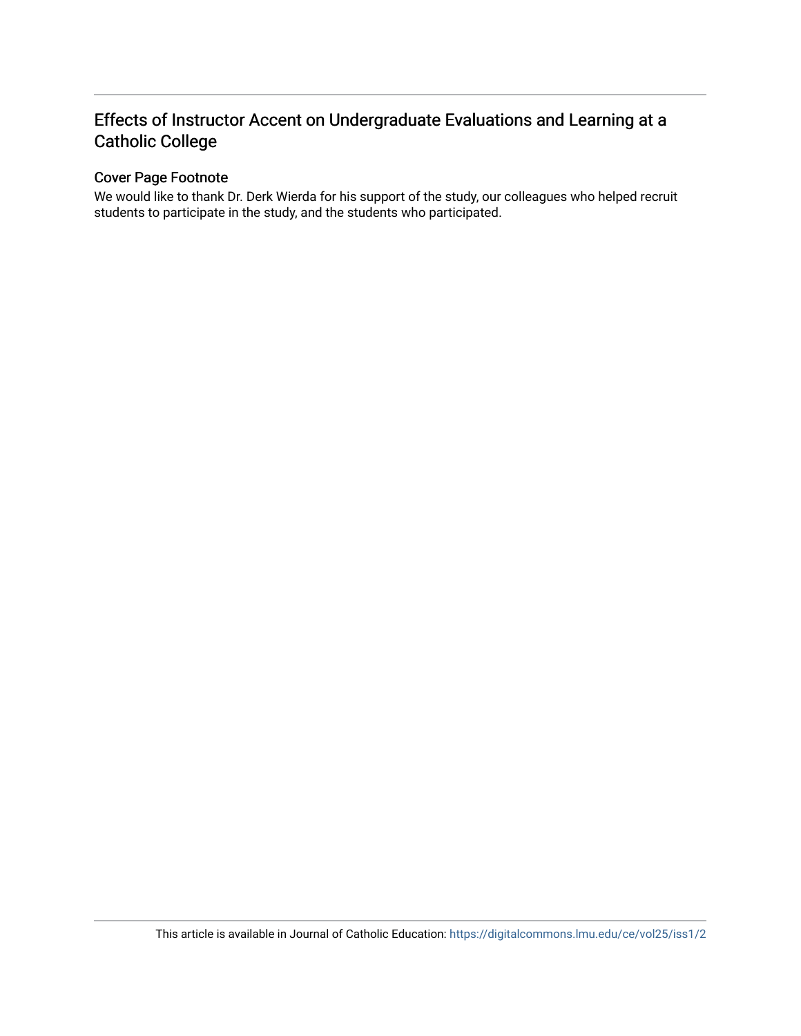# Effects of Instructor Accent on Undergraduate Evaluations and Learning at a Catholic College

## Cover Page Footnote

We would like to thank Dr. Derk Wierda for his support of the study, our colleagues who helped recruit students to participate in the study, and the students who participated.

This article is available in Journal of Catholic Education: https://digitalcommons.lmu.edu/ce/vol25/iss1/2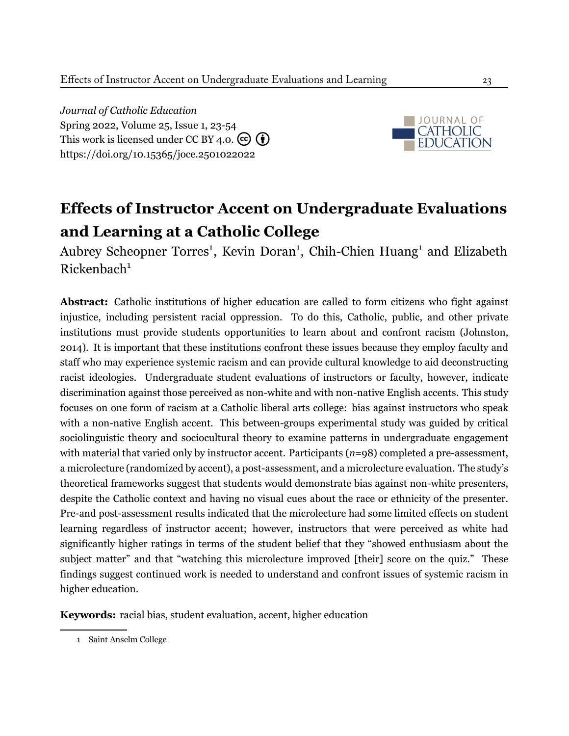*Journal of Catholic Education*
Spring 2022, Volume 25, Issue 1, 23-54
This work is licensed under CC BY 4.0.
https://doi.org/10.15365/joce.2501022022

# Effects of Instructor Accent on Undergraduate Evaluations and Learning at a Catholic College

Aubrey Scheopner Torres[1], Kevin Doran[1], Chih-Chien Huang[1] and Elizabeth Rickenbach[1]

**Abstract:** Catholic institutions of higher education are called to form citizens who fight against injustice, including persistent racial oppression. To do this, Catholic, public, and other private institutions must provide students opportunities to learn about and confront racism (Johnston, 2014). It is important that these institutions confront these issues because they employ faculty and staff who may experience systemic racism and can provide cultural knowledge to aid deconstructing racist ideologies. Undergraduate student evaluations of instructors or faculty, however, indicate discrimination against those perceived as non-white and with non-native English accents. This study focuses on one form of racism at a Catholic liberal arts college: bias against instructors who speak with a non-native English accent. This between-groups experimental study was guided by critical sociolinguistic theory and sociocultural theory to examine patterns in undergraduate engagement with material that varied only by instructor accent. Participants (*n*=98) completed a pre-assessment, a microlecture (randomized by accent), a post-assessment, and a microlecture evaluation. The study's theoretical frameworks suggest that students would demonstrate bias against non-white presenters, despite the Catholic context and having no visual cues about the race or ethnicity of the presenter. Pre-and post-assessment results indicated that the microlecture had some limited effects on student learning regardless of instructor accent; however, instructors that were perceived as white had significantly higher ratings in terms of the student belief that they "showed enthusiasm about the subject matter" and that "watching this microlecture improved [their] score on the quiz." These findings suggest continued work is needed to understand and confront issues of systemic racism in higher education.

**Keywords:** racial bias, student evaluation, accent, higher education

1 Saint Anselm College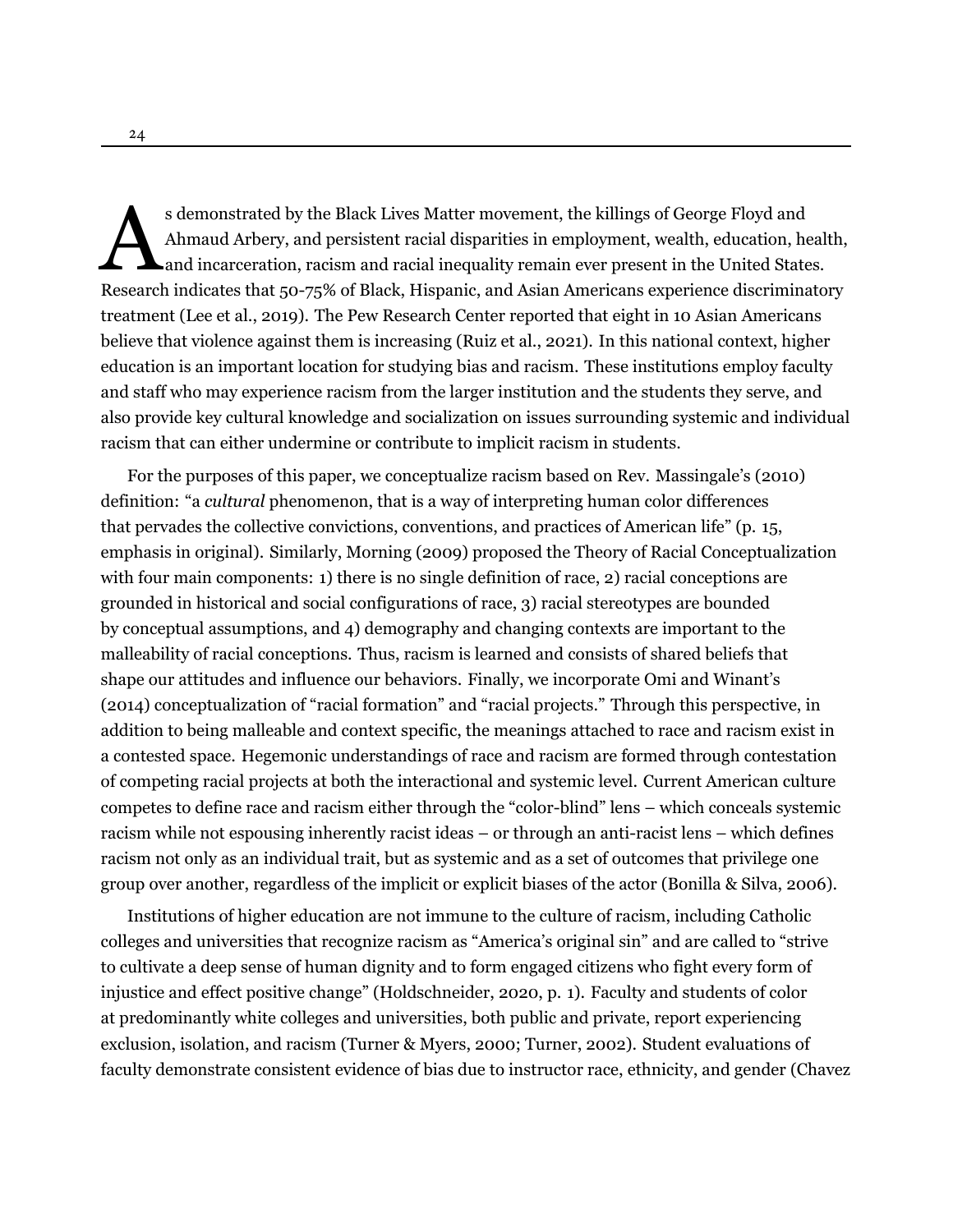As demonstrated by the Black Lives Matter movement, the killings of George Floyd and Ahmaud Arbery, and persistent racial disparities in employment, wealth, education, health, and incarceration, racism and racial inequality remain ever present in the United States. Research indicates that 50-75% of Black, Hispanic, and Asian Americans experience discriminatory treatment (Lee et al., 2019). The Pew Research Center reported that eight in 10 Asian Americans believe that violence against them is increasing (Ruiz et al., 2021). In this national context, higher education is an important location for studying bias and racism. These institutions employ faculty and staff who may experience racism from the larger institution and the students they serve, and also provide key cultural knowledge and socialization on issues surrounding systemic and individual racism that can either undermine or contribute to implicit racism in students.

For the purposes of this paper, we conceptualize racism based on Rev. Massingale's (2010) definition: "a *cultural* phenomenon, that is a way of interpreting human color differences that pervades the collective convictions, conventions, and practices of American life" (p. 15, emphasis in original). Similarly, Morning (2009) proposed the Theory of Racial Conceptualization with four main components: 1) there is no single definition of race, 2) racial conceptions are grounded in historical and social configurations of race, 3) racial stereotypes are bounded by conceptual assumptions, and 4) demography and changing contexts are important to the malleability of racial conceptions. Thus, racism is learned and consists of shared beliefs that shape our attitudes and influence our behaviors. Finally, we incorporate Omi and Winant's (2014) conceptualization of "racial formation" and "racial projects." Through this perspective, in addition to being malleable and context specific, the meanings attached to race and racism exist in a contested space. Hegemonic understandings of race and racism are formed through contestation of competing racial projects at both the interactional and systemic level. Current American culture competes to define race and racism either through the "color-blind" lens – which conceals systemic racism while not espousing inherently racist ideas – or through an anti-racist lens – which defines racism not only as an individual trait, but as systemic and as a set of outcomes that privilege one group over another, regardless of the implicit or explicit biases of the actor (Bonilla & Silva, 2006).

Institutions of higher education are not immune to the culture of racism, including Catholic colleges and universities that recognize racism as "America's original sin" and are called to "strive to cultivate a deep sense of human dignity and to form engaged citizens who fight every form of injustice and effect positive change" (Holdschneider, 2020, p. 1). Faculty and students of color at predominantly white colleges and universities, both public and private, report experiencing exclusion, isolation, and racism (Turner & Myers, 2000; Turner, 2002). Student evaluations of faculty demonstrate consistent evidence of bias due to instructor race, ethnicity, and gender (Chavez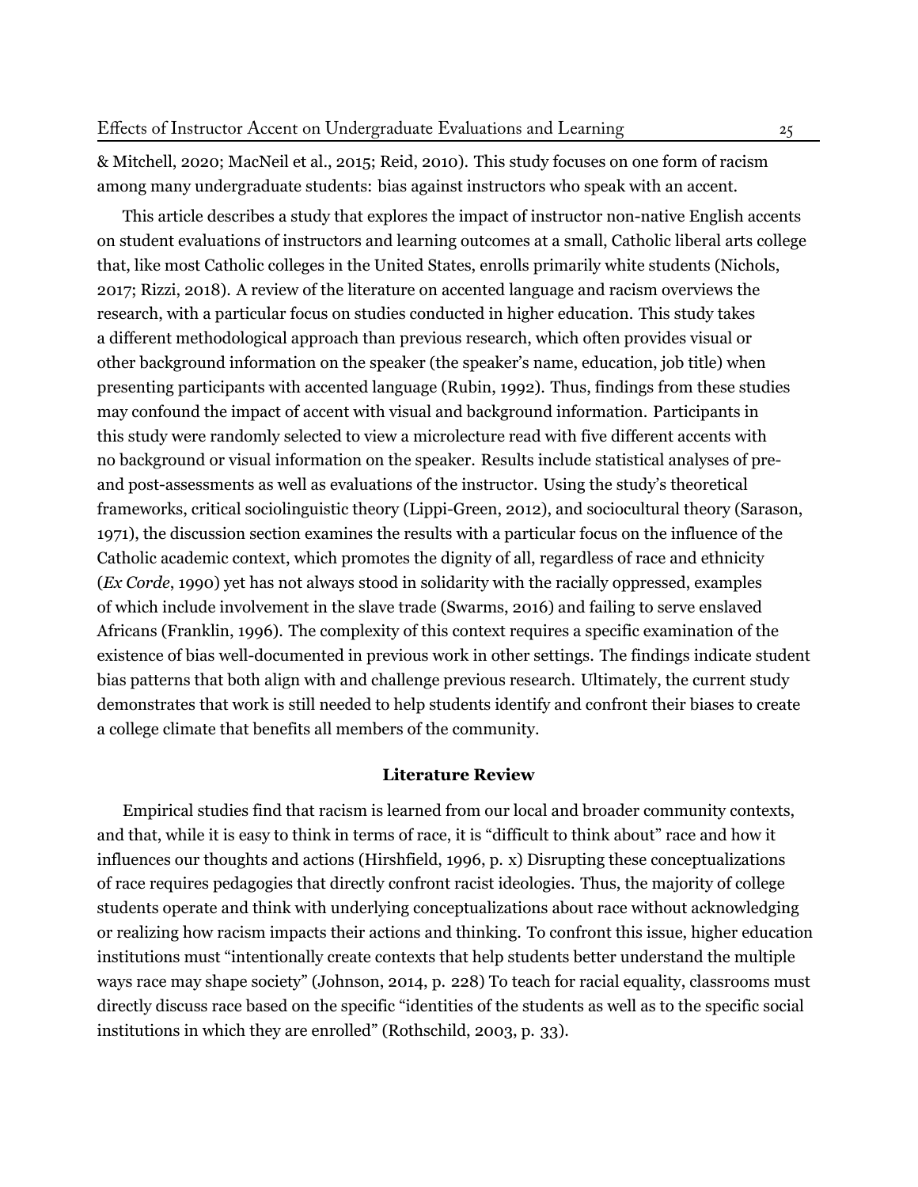& Mitchell, 2020; MacNeil et al., 2015; Reid, 2010). This study focuses on one form of racism among many undergraduate students: bias against instructors who speak with an accent.

This article describes a study that explores the impact of instructor non-native English accents on student evaluations of instructors and learning outcomes at a small, Catholic liberal arts college that, like most Catholic colleges in the United States, enrolls primarily white students (Nichols, 2017; Rizzi, 2018). A review of the literature on accented language and racism overviews the research, with a particular focus on studies conducted in higher education. This study takes a different methodological approach than previous research, which often provides visual or other background information on the speaker (the speaker's name, education, job title) when presenting participants with accented language (Rubin, 1992). Thus, findings from these studies may confound the impact of accent with visual and background information. Participants in this study were randomly selected to view a microlecture read with five different accents with no background or visual information on the speaker. Results include statistical analyses of pre- and post-assessments as well as evaluations of the instructor. Using the study's theoretical frameworks, critical sociolinguistic theory (Lippi-Green, 2012), and sociocultural theory (Sarason, 1971), the discussion section examines the results with a particular focus on the influence of the Catholic academic context, which promotes the dignity of all, regardless of race and ethnicity (*Ex Corde*, 1990) yet has not always stood in solidarity with the racially oppressed, examples of which include involvement in the slave trade (Swarms, 2016) and failing to serve enslaved Africans (Franklin, 1996). The complexity of this context requires a specific examination of the existence of bias well-documented in previous work in other settings. The findings indicate student bias patterns that both align with and challenge previous research. Ultimately, the current study demonstrates that work is still needed to help students identify and confront their biases to create a college climate that benefits all members of the community.

## Literature Review

Empirical studies find that racism is learned from our local and broader community contexts, and that, while it is easy to think in terms of race, it is "difficult to think about" race and how it influences our thoughts and actions (Hirshfield, 1996, p. x) Disrupting these conceptualizations of race requires pedagogies that directly confront racist ideologies. Thus, the majority of college students operate and think with underlying conceptualizations about race without acknowledging or realizing how racism impacts their actions and thinking. To confront this issue, higher education institutions must "intentionally create contexts that help students better understand the multiple ways race may shape society" (Johnson, 2014, p. 228) To teach for racial equality, classrooms must directly discuss race based on the specific "identities of the students as well as to the specific social institutions in which they are enrolled" (Rothschild, 2003, p. 33).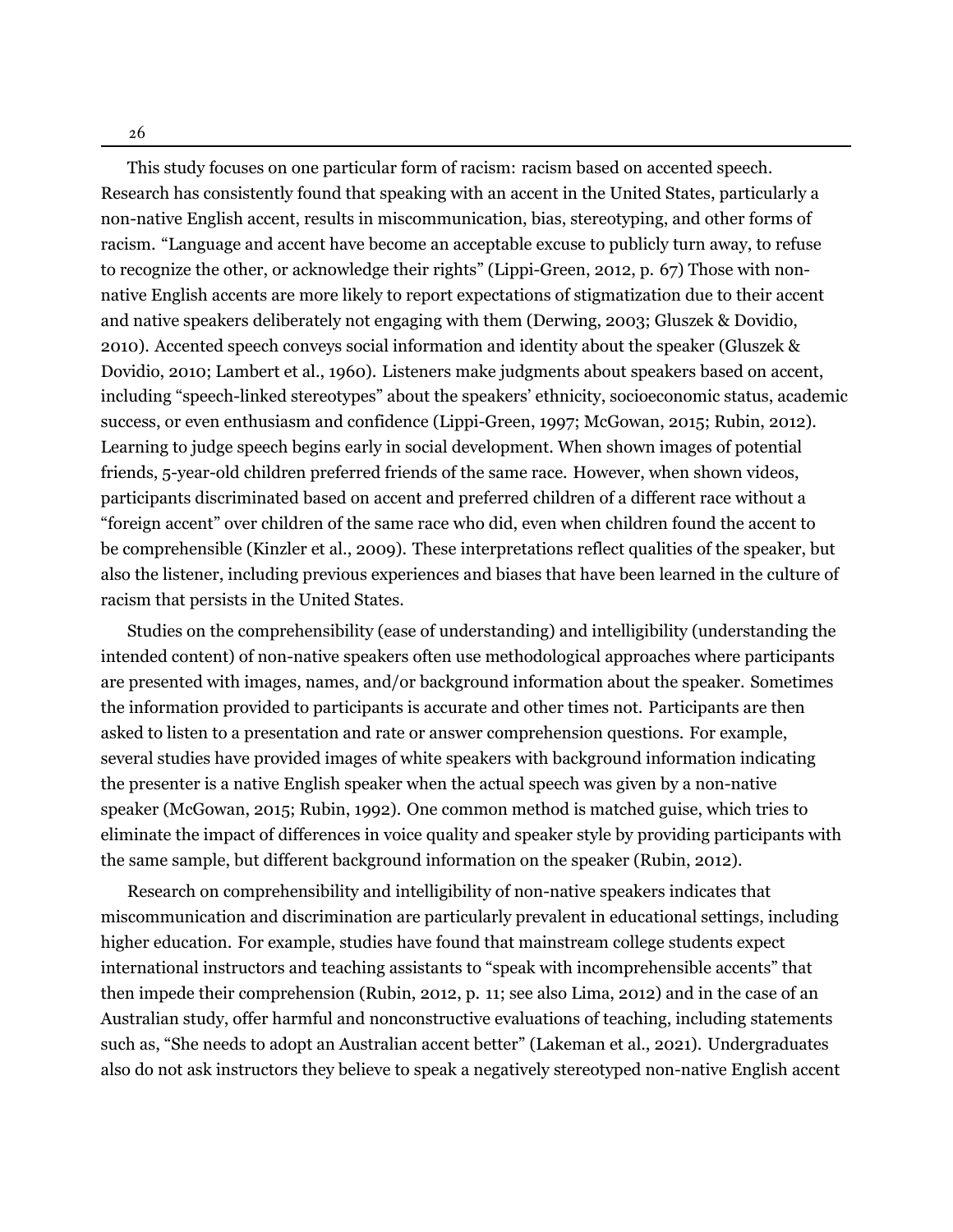This study focuses on one particular form of racism: racism based on accented speech. Research has consistently found that speaking with an accent in the United States, particularly a non-native English accent, results in miscommunication, bias, stereotyping, and other forms of racism. "Language and accent have become an acceptable excuse to publicly turn away, to refuse to recognize the other, or acknowledge their rights" (Lippi-Green, 2012, p. 67) Those with non-native English accents are more likely to report expectations of stigmatization due to their accent and native speakers deliberately not engaging with them (Derwing, 2003; Gluszek & Dovidio, 2010). Accented speech conveys social information and identity about the speaker (Gluszek & Dovidio, 2010; Lambert et al., 1960). Listeners make judgments about speakers based on accent, including "speech-linked stereotypes" about the speakers' ethnicity, socioeconomic status, academic success, or even enthusiasm and confidence (Lippi-Green, 1997; McGowan, 2015; Rubin, 2012). Learning to judge speech begins early in social development. When shown images of potential friends, 5-year-old children preferred friends of the same race. However, when shown videos, participants discriminated based on accent and preferred children of a different race without a "foreign accent" over children of the same race who did, even when children found the accent to be comprehensible (Kinzler et al., 2009). These interpretations reflect qualities of the speaker, but also the listener, including previous experiences and biases that have been learned in the culture of racism that persists in the United States.

Studies on the comprehensibility (ease of understanding) and intelligibility (understanding the intended content) of non-native speakers often use methodological approaches where participants are presented with images, names, and/or background information about the speaker. Sometimes the information provided to participants is accurate and other times not. Participants are then asked to listen to a presentation and rate or answer comprehension questions. For example, several studies have provided images of white speakers with background information indicating the presenter is a native English speaker when the actual speech was given by a non-native speaker (McGowan, 2015; Rubin, 1992). One common method is matched guise, which tries to eliminate the impact of differences in voice quality and speaker style by providing participants with the same sample, but different background information on the speaker (Rubin, 2012).

Research on comprehensibility and intelligibility of non-native speakers indicates that miscommunication and discrimination are particularly prevalent in educational settings, including higher education. For example, studies have found that mainstream college students expect international instructors and teaching assistants to "speak with incomprehensible accents" that then impede their comprehension (Rubin, 2012, p. 11; see also Lima, 2012) and in the case of an Australian study, offer harmful and nonconstructive evaluations of teaching, including statements such as, "She needs to adopt an Australian accent better" (Lakeman et al., 2021). Undergraduates also do not ask instructors they believe to speak a negatively stereotyped non-native English accent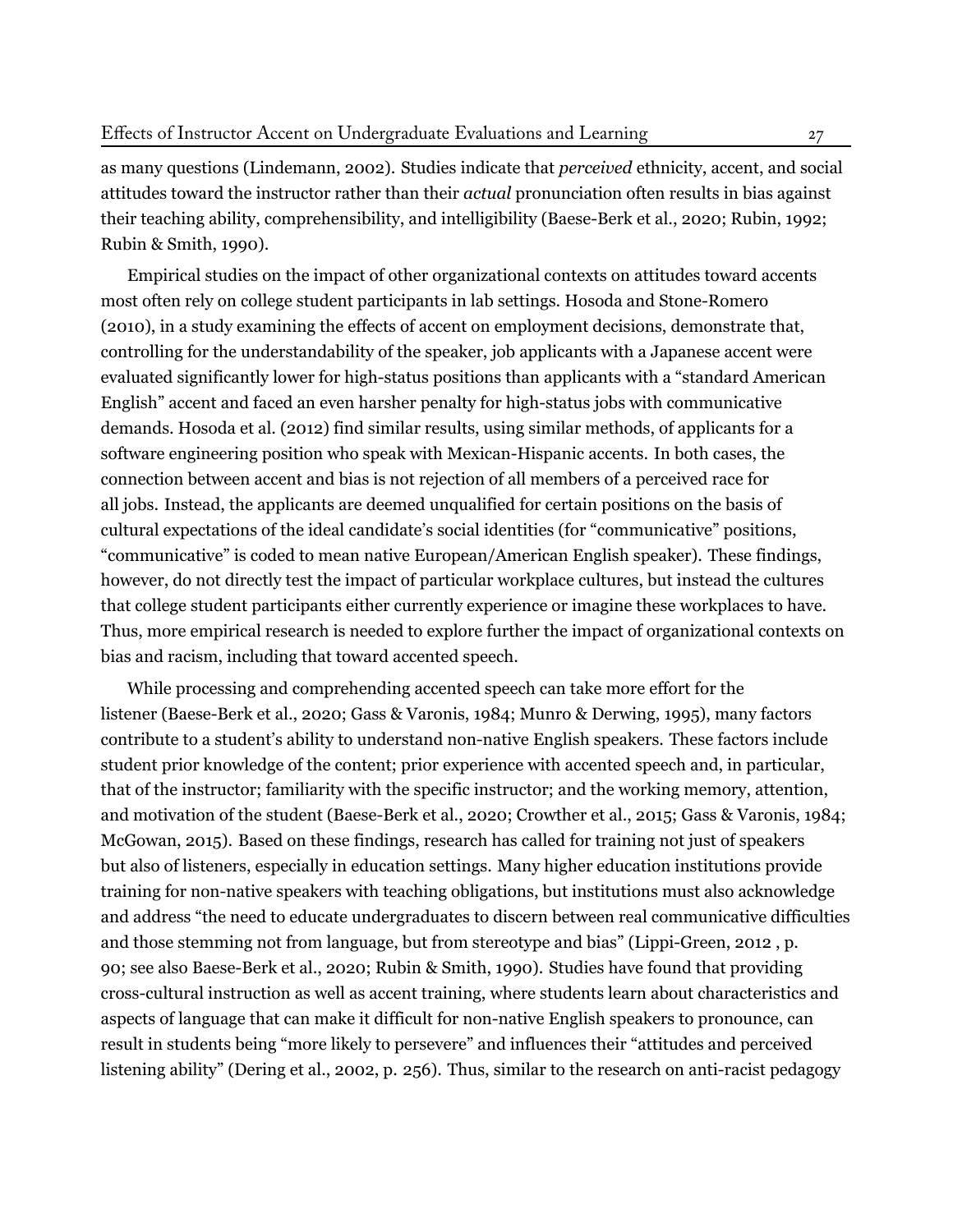as many questions (Lindemann, 2002). Studies indicate that *perceived* ethnicity, accent, and social attitudes toward the instructor rather than their *actual* pronunciation often results in bias against their teaching ability, comprehensibility, and intelligibility (Baese-Berk et al., 2020; Rubin, 1992; Rubin & Smith, 1990).

Empirical studies on the impact of other organizational contexts on attitudes toward accents most often rely on college student participants in lab settings. Hosoda and Stone-Romero (2010), in a study examining the effects of accent on employment decisions, demonstrate that, controlling for the understandability of the speaker, job applicants with a Japanese accent were evaluated significantly lower for high-status positions than applicants with a "standard American English" accent and faced an even harsher penalty for high-status jobs with communicative demands. Hosoda et al. (2012) find similar results, using similar methods, of applicants for a software engineering position who speak with Mexican-Hispanic accents. In both cases, the connection between accent and bias is not rejection of all members of a perceived race for all jobs. Instead, the applicants are deemed unqualified for certain positions on the basis of cultural expectations of the ideal candidate's social identities (for "communicative" positions, "communicative" is coded to mean native European/American English speaker). These findings, however, do not directly test the impact of particular workplace cultures, but instead the cultures that college student participants either currently experience or imagine these workplaces to have. Thus, more empirical research is needed to explore further the impact of organizational contexts on bias and racism, including that toward accented speech.

While processing and comprehending accented speech can take more effort for the listener (Baese-Berk et al., 2020; Gass & Varonis, 1984; Munro & Derwing, 1995), many factors contribute to a student's ability to understand non-native English speakers. These factors include student prior knowledge of the content; prior experience with accented speech and, in particular, that of the instructor; familiarity with the specific instructor; and the working memory, attention, and motivation of the student (Baese-Berk et al., 2020; Crowther et al., 2015; Gass & Varonis, 1984; McGowan, 2015). Based on these findings, research has called for training not just of speakers but also of listeners, especially in education settings. Many higher education institutions provide training for non-native speakers with teaching obligations, but institutions must also acknowledge and address "the need to educate undergraduates to discern between real communicative difficulties and those stemming not from language, but from stereotype and bias" (Lippi-Green, 2012 , p. 90; see also Baese-Berk et al., 2020; Rubin & Smith, 1990). Studies have found that providing cross-cultural instruction as well as accent training, where students learn about characteristics and aspects of language that can make it difficult for non-native English speakers to pronounce, can result in students being "more likely to persevere" and influences their "attitudes and perceived listening ability" (Dering et al., 2002, p. 256). Thus, similar to the research on anti-racist pedagogy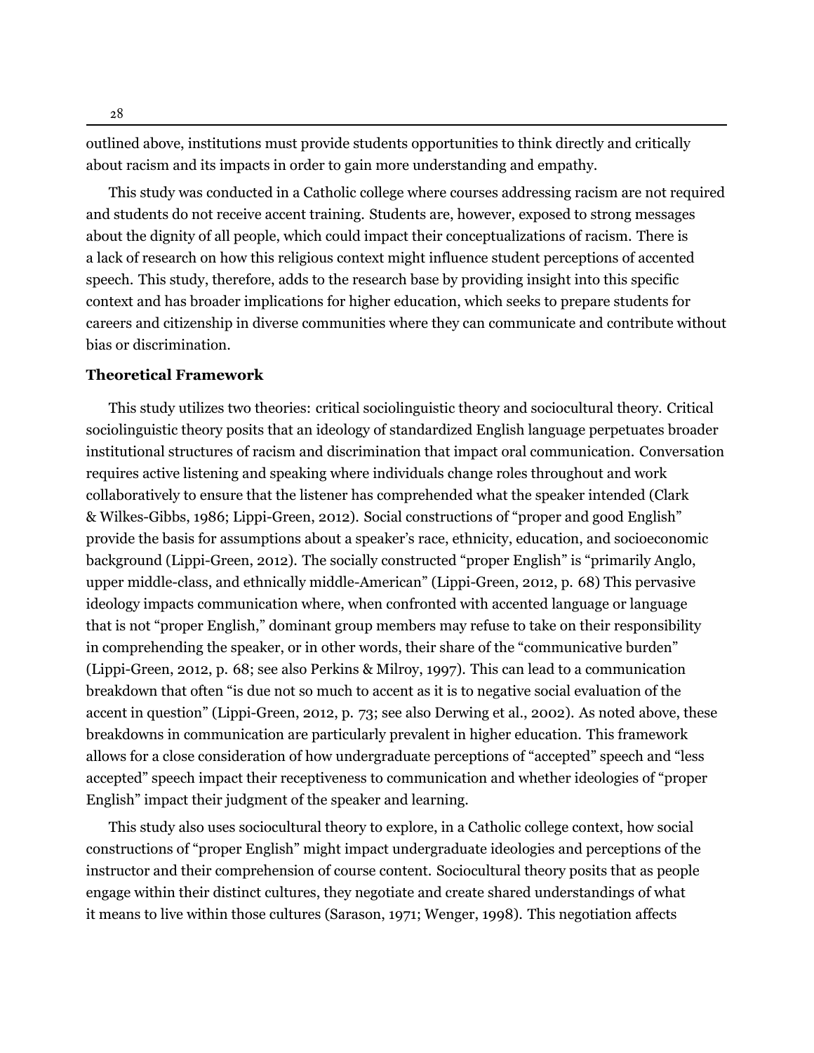outlined above, institutions must provide students opportunities to think directly and critically about racism and its impacts in order to gain more understanding and empathy.

This study was conducted in a Catholic college where courses addressing racism are not required and students do not receive accent training. Students are, however, exposed to strong messages about the dignity of all people, which could impact their conceptualizations of racism. There is a lack of research on how this religious context might influence student perceptions of accented speech. This study, therefore, adds to the research base by providing insight into this specific context and has broader implications for higher education, which seeks to prepare students for careers and citizenship in diverse communities where they can communicate and contribute without bias or discrimination.

**Theoretical Framework**

This study utilizes two theories: critical sociolinguistic theory and sociocultural theory. Critical sociolinguistic theory posits that an ideology of standardized English language perpetuates broader institutional structures of racism and discrimination that impact oral communication. Conversation requires active listening and speaking where individuals change roles throughout and work collaboratively to ensure that the listener has comprehended what the speaker intended (Clark & Wilkes-Gibbs, 1986; Lippi-Green, 2012). Social constructions of "proper and good English" provide the basis for assumptions about a speaker's race, ethnicity, education, and socioeconomic background (Lippi-Green, 2012). The socially constructed "proper English" is "primarily Anglo, upper middle-class, and ethnically middle-American" (Lippi-Green, 2012, p. 68) This pervasive ideology impacts communication where, when confronted with accented language or language that is not "proper English," dominant group members may refuse to take on their responsibility in comprehending the speaker, or in other words, their share of the "communicative burden" (Lippi-Green, 2012, p. 68; see also Perkins & Milroy, 1997). This can lead to a communication breakdown that often "is due not so much to accent as it is to negative social evaluation of the accent in question" (Lippi-Green, 2012, p. 73; see also Derwing et al., 2002). As noted above, these breakdowns in communication are particularly prevalent in higher education. This framework allows for a close consideration of how undergraduate perceptions of "accepted" speech and "less accepted" speech impact their receptiveness to communication and whether ideologies of "proper English" impact their judgment of the speaker and learning.

This study also uses sociocultural theory to explore, in a Catholic college context, how social constructions of "proper English" might impact undergraduate ideologies and perceptions of the instructor and their comprehension of course content. Sociocultural theory posits that as people engage within their distinct cultures, they negotiate and create shared understandings of what it means to live within those cultures (Sarason, 1971; Wenger, 1998). This negotiation affects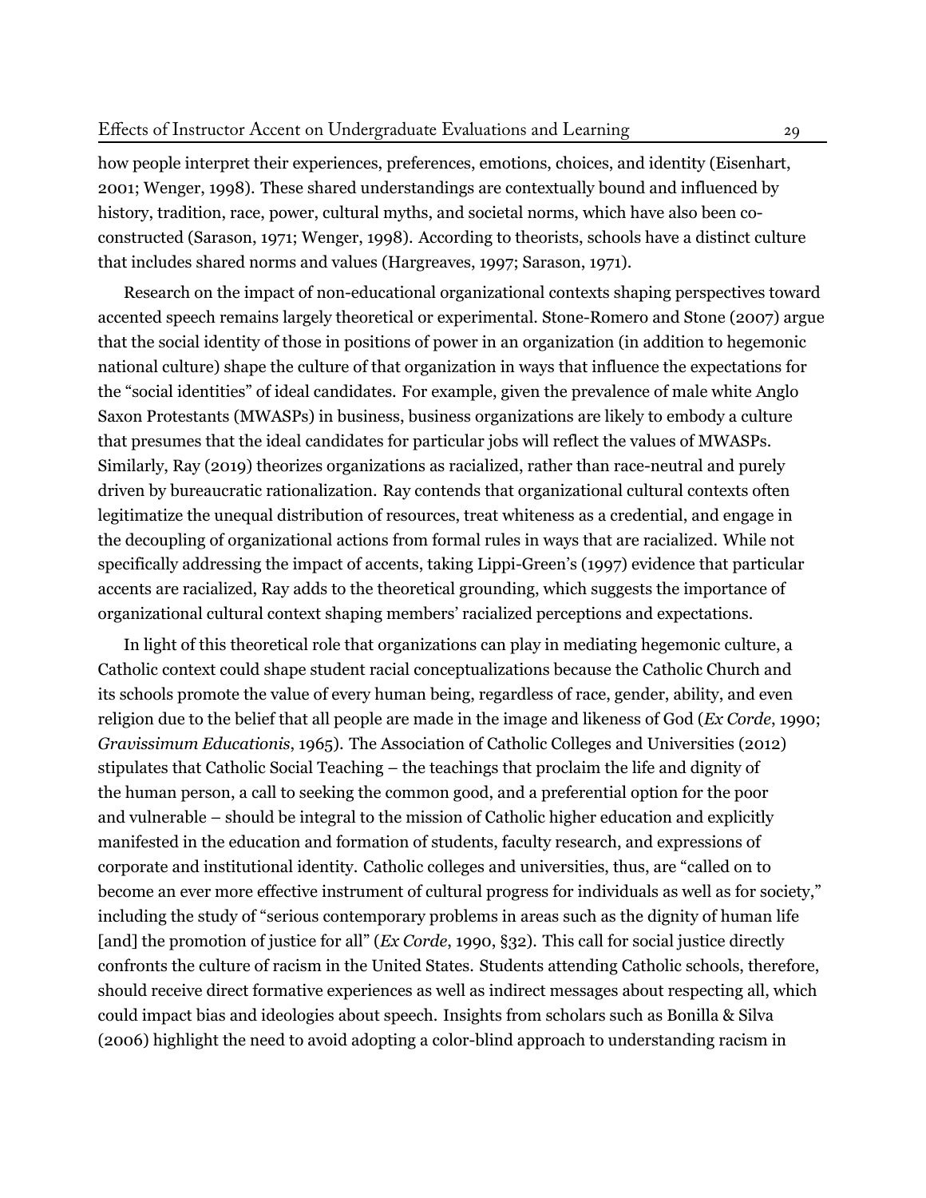how people interpret their experiences, preferences, emotions, choices, and identity (Eisenhart, 2001; Wenger, 1998). These shared understandings are contextually bound and influenced by history, tradition, race, power, cultural myths, and societal norms, which have also been co-constructed (Sarason, 1971; Wenger, 1998). According to theorists, schools have a distinct culture that includes shared norms and values (Hargreaves, 1997; Sarason, 1971).

Research on the impact of non-educational organizational contexts shaping perspectives toward accented speech remains largely theoretical or experimental. Stone-Romero and Stone (2007) argue that the social identity of those in positions of power in an organization (in addition to hegemonic national culture) shape the culture of that organization in ways that influence the expectations for the "social identities" of ideal candidates. For example, given the prevalence of male white Anglo Saxon Protestants (MWASPs) in business, business organizations are likely to embody a culture that presumes that the ideal candidates for particular jobs will reflect the values of MWASPs. Similarly, Ray (2019) theorizes organizations as racialized, rather than race-neutral and purely driven by bureaucratic rationalization. Ray contends that organizational cultural contexts often legitimize the unequal distribution of resources, treat whiteness as a credential, and engage in the decoupling of organizational actions from formal rules in ways that are racialized. While not specifically addressing the impact of accents, taking Lippi-Green's (1997) evidence that particular accents are racialized, Ray adds to the theoretical grounding, which suggests the importance of organizational cultural context shaping members' racialized perceptions and expectations.

In light of this theoretical role that organizations can play in mediating hegemonic culture, a Catholic context could shape student racial conceptualizations because the Catholic Church and its schools promote the value of every human being, regardless of race, gender, ability, and even religion due to the belief that all people are made in the image and likeness of God (*Ex Corde*, 1990; *Gravissimum Educationis*, 1965). The Association of Catholic Colleges and Universities (2012) stipulates that Catholic Social Teaching – the teachings that proclaim the life and dignity of the human person, a call to seeking the common good, and a preferential option for the poor and vulnerable – should be integral to the mission of Catholic higher education and explicitly manifested in the education and formation of students, faculty research, and expressions of corporate and institutional identity. Catholic colleges and universities, thus, are "called on to become an ever more effective instrument of cultural progress for individuals as well as for society," including the study of "serious contemporary problems in areas such as the dignity of human life [and] the promotion of justice for all" (*Ex Corde*, 1990, §32). This call for social justice directly confronts the culture of racism in the United States. Students attending Catholic schools, therefore, should receive direct formative experiences as well as indirect messages about respecting all, which could impact bias and ideologies about speech. Insights from scholars such as Bonilla & Silva (2006) highlight the need to avoid adopting a color-blind approach to understanding racism in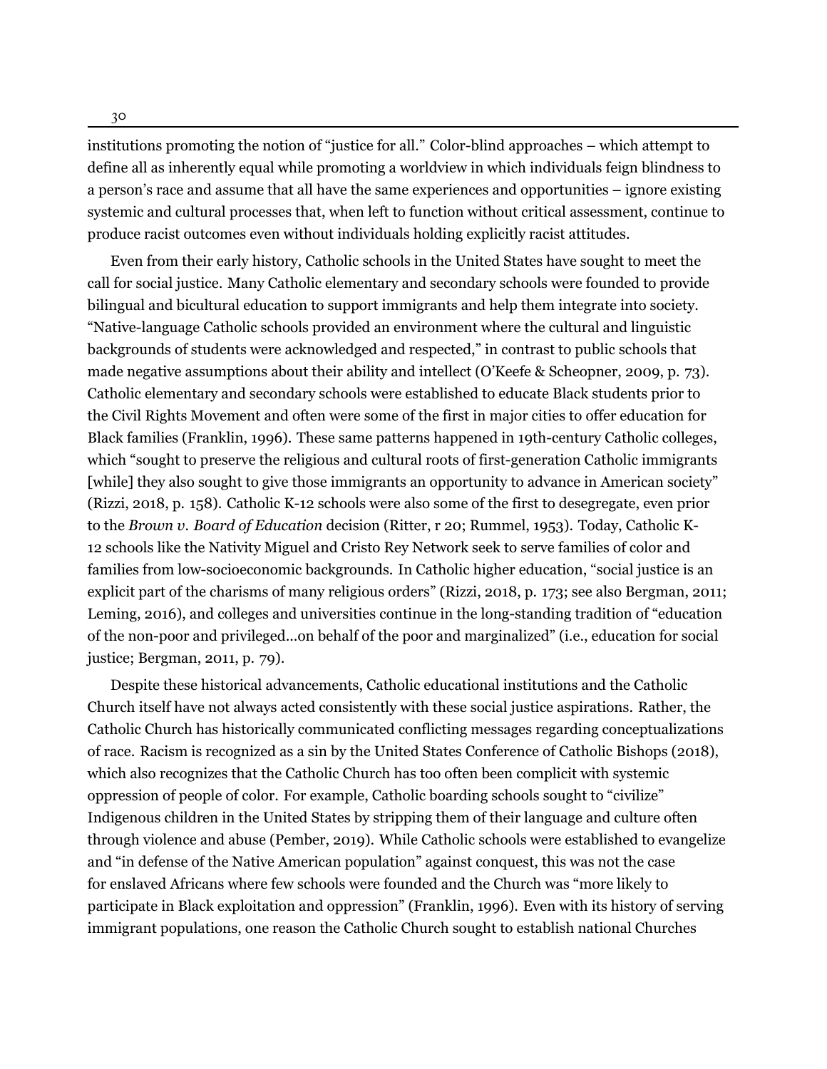institutions promoting the notion of "justice for all." Color-blind approaches – which attempt to define all as inherently equal while promoting a worldview in which individuals feign blindness to a person's race and assume that all have the same experiences and opportunities – ignore existing systemic and cultural processes that, when left to function without critical assessment, continue to produce racist outcomes even without individuals holding explicitly racist attitudes.

Even from their early history, Catholic schools in the United States have sought to meet the call for social justice. Many Catholic elementary and secondary schools were founded to provide bilingual and bicultural education to support immigrants and help them integrate into society. "Native-language Catholic schools provided an environment where the cultural and linguistic backgrounds of students were acknowledged and respected," in contrast to public schools that made negative assumptions about their ability and intellect (O'Keefe & Scheopner, 2009, p. 73). Catholic elementary and secondary schools were established to educate Black students prior to the Civil Rights Movement and often were some of the first in major cities to offer education for Black families (Franklin, 1996). These same patterns happened in 19th-century Catholic colleges, which "sought to preserve the religious and cultural roots of first-generation Catholic immigrants [while] they also sought to give those immigrants an opportunity to advance in American society" (Rizzi, 2018, p. 158). Catholic K-12 schools were also some of the first to desegregate, even prior to the *Brown v. Board of Education* decision (Ritter, r 20; Rummel, 1953). Today, Catholic K-12 schools like the Nativity Miguel and Cristo Rey Network seek to serve families of color and families from low-socioeconomic backgrounds. In Catholic higher education, "social justice is an explicit part of the charisms of many religious orders" (Rizzi, 2018, p. 173; see also Bergman, 2011; Leming, 2016), and colleges and universities continue in the long-standing tradition of "education of the non-poor and privileged…on behalf of the poor and marginalized" (i.e., education for social justice; Bergman, 2011, p. 79).

Despite these historical advancements, Catholic educational institutions and the Catholic Church itself have not always acted consistently with these social justice aspirations. Rather, the Catholic Church has historically communicated conflicting messages regarding conceptualizations of race. Racism is recognized as a sin by the United States Conference of Catholic Bishops (2018), which also recognizes that the Catholic Church has too often been complicit with systemic oppression of people of color. For example, Catholic boarding schools sought to "civilize" Indigenous children in the United States by stripping them of their language and culture often through violence and abuse (Pember, 2019). While Catholic schools were established to evangelize and "in defense of the Native American population" against conquest, this was not the case for enslaved Africans where few schools were founded and the Church was "more likely to participate in Black exploitation and oppression" (Franklin, 1996). Even with its history of serving immigrant populations, one reason the Catholic Church sought to establish national Churches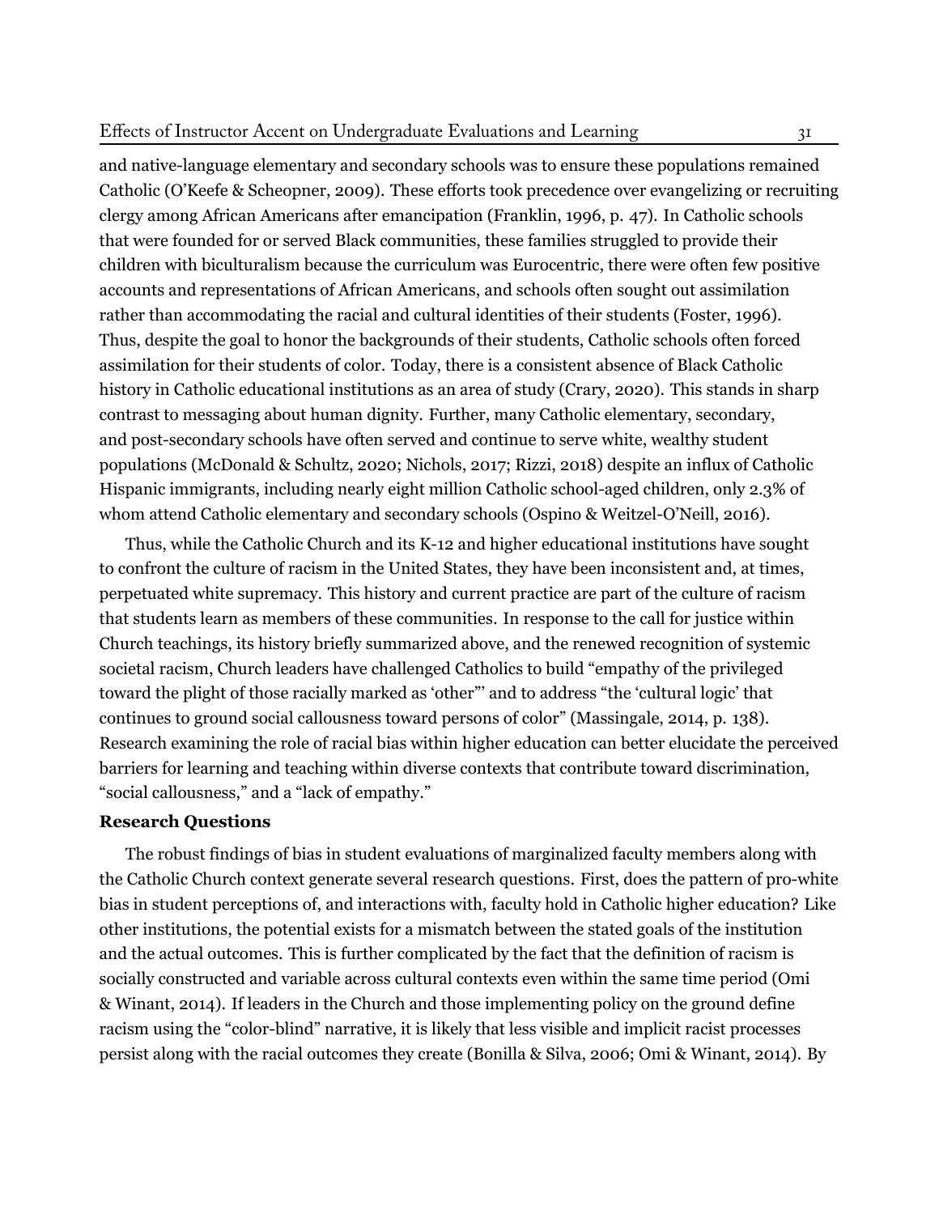and native-language elementary and secondary schools was to ensure these populations remained Catholic (O'Keefe & Scheopner, 2009). These efforts took precedence over evangelizing or recruiting clergy among African Americans after emancipation (Franklin, 1996, p. 47). In Catholic schools that were founded for or served Black communities, these families struggled to provide their children with biculturalism because the curriculum was Eurocentric, there were often few positive accounts and representations of African Americans, and schools often sought out assimilation rather than accommodating the racial and cultural identities of their students (Foster, 1996). Thus, despite the goal to honor the backgrounds of their students, Catholic schools often forced assimilation for their students of color. Today, there is a consistent absence of Black Catholic history in Catholic educational institutions as an area of study (Crary, 2020). This stands in sharp contrast to messaging about human dignity. Further, many Catholic elementary, secondary, and post-secondary schools have often served and continue to serve white, wealthy student populations (McDonald & Schultz, 2020; Nichols, 2017; Rizzi, 2018) despite an influx of Catholic Hispanic immigrants, including nearly eight million Catholic school-aged children, only 2.3% of whom attend Catholic elementary and secondary schools (Ospino & Weitzel-O'Neill, 2016).

Thus, while the Catholic Church and its K-12 and higher educational institutions have sought to confront the culture of racism in the United States, they have been inconsistent and, at times, perpetuated white supremacy. This history and current practice are part of the culture of racism that students learn as members of these communities. In response to the call for justice within Church teachings, its history briefly summarized above, and the renewed recognition of systemic societal racism, Church leaders have challenged Catholics to build "empathy of the privileged toward the plight of those racially marked as 'other'" and to address "the 'cultural logic' that continues to ground social callousness toward persons of color" (Massingale, 2014, p. 138). Research examining the role of racial bias within higher education can better elucidate the perceived barriers for learning and teaching within diverse contexts that contribute toward discrimination, "social callousness," and a "lack of empathy."

### Research Questions

The robust findings of bias in student evaluations of marginalized faculty members along with the Catholic Church context generate several research questions. First, does the pattern of pro-white bias in student perceptions of, and interactions with, faculty hold in Catholic higher education? Like other institutions, the potential exists for a mismatch between the stated goals of the institution and the actual outcomes. This is further complicated by the fact that the definition of racism is socially constructed and variable across cultural contexts even within the same time period (Omi & Winant, 2014). If leaders in the Church and those implementing policy on the ground define racism using the "color-blind" narrative, it is likely that less visible and implicit racist processes persist along with the racial outcomes they create (Bonilla & Silva, 2006; Omi & Winant, 2014). By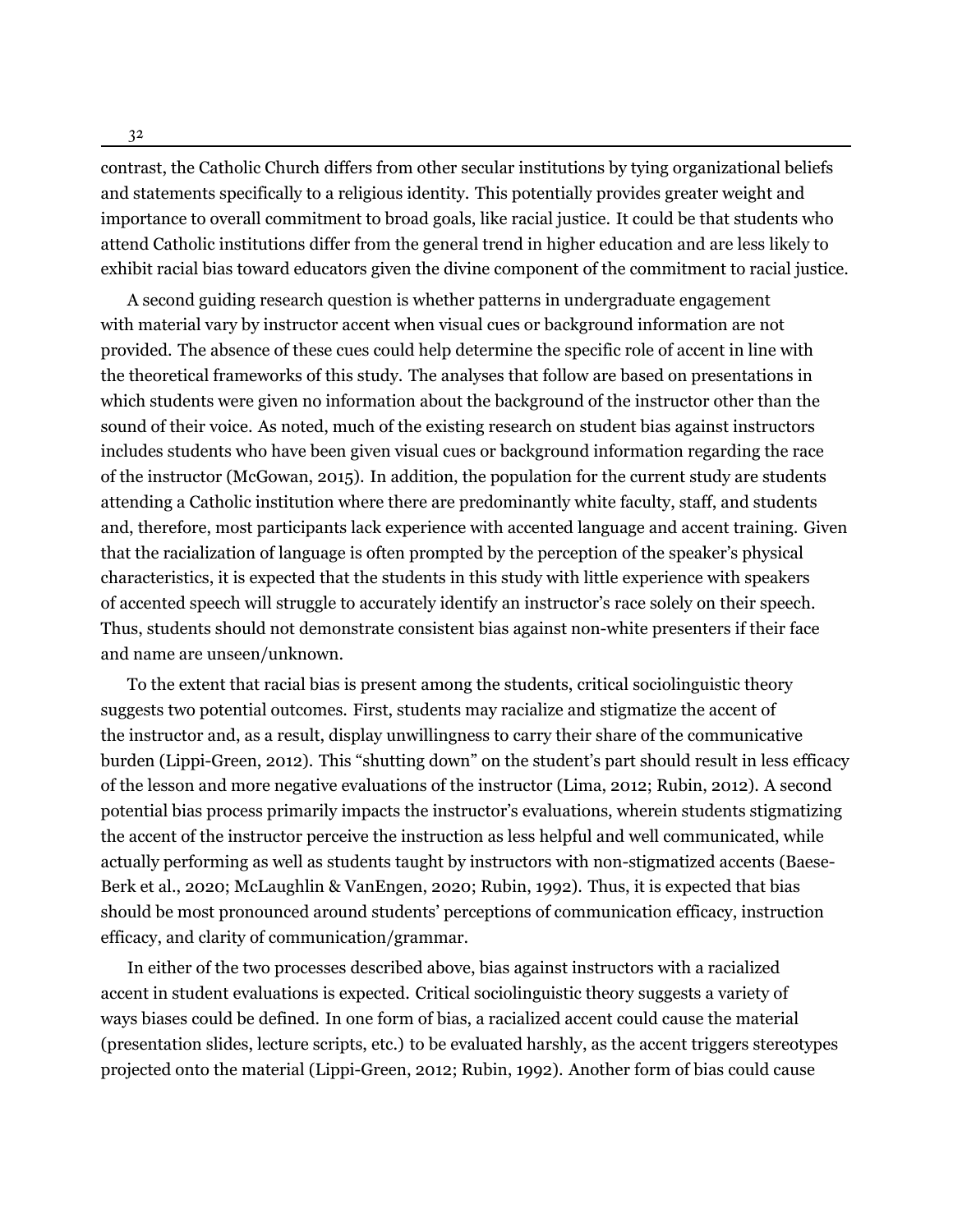contrast, the Catholic Church differs from other secular institutions by tying organizational beliefs and statements specifically to a religious identity. This potentially provides greater weight and importance to overall commitment to broad goals, like racial justice. It could be that students who attend Catholic institutions differ from the general trend in higher education and are less likely to exhibit racial bias toward educators given the divine component of the commitment to racial justice.

A second guiding research question is whether patterns in undergraduate engagement with material vary by instructor accent when visual cues or background information are not provided. The absence of these cues could help determine the specific role of accent in line with the theoretical frameworks of this study. The analyses that follow are based on presentations in which students were given no information about the background of the instructor other than the sound of their voice. As noted, much of the existing research on student bias against instructors includes students who have been given visual cues or background information regarding the race of the instructor (McGowan, 2015). In addition, the population for the current study are students attending a Catholic institution where there are predominantly white faculty, staff, and students and, therefore, most participants lack experience with accented language and accent training. Given that the racialization of language is often prompted by the perception of the speaker's physical characteristics, it is expected that the students in this study with little experience with speakers of accented speech will struggle to accurately identify an instructor's race solely on their speech. Thus, students should not demonstrate consistent bias against non-white presenters if their face and name are unseen/unknown.

To the extent that racial bias is present among the students, critical sociolinguistic theory suggests two potential outcomes. First, students may racialize and stigmatize the accent of the instructor and, as a result, display unwillingness to carry their share of the communicative burden (Lippi-Green, 2012). This "shutting down" on the student's part should result in less efficacy of the lesson and more negative evaluations of the instructor (Lima, 2012; Rubin, 2012). A second potential bias process primarily impacts the instructor's evaluations, wherein students stigmatizing the accent of the instructor perceive the instruction as less helpful and well communicated, while actually performing as well as students taught by instructors with non-stigmatized accents (Baese-Berk et al., 2020; McLaughlin & VanEngen, 2020; Rubin, 1992). Thus, it is expected that bias should be most pronounced around students' perceptions of communication efficacy, instruction efficacy, and clarity of communication/grammar.

In either of the two processes described above, bias against instructors with a racialized accent in student evaluations is expected. Critical sociolinguistic theory suggests a variety of ways biases could be defined. In one form of bias, a racialized accent could cause the material (presentation slides, lecture scripts, etc.) to be evaluated harshly, as the accent triggers stereotypes projected onto the material (Lippi-Green, 2012; Rubin, 1992). Another form of bias could cause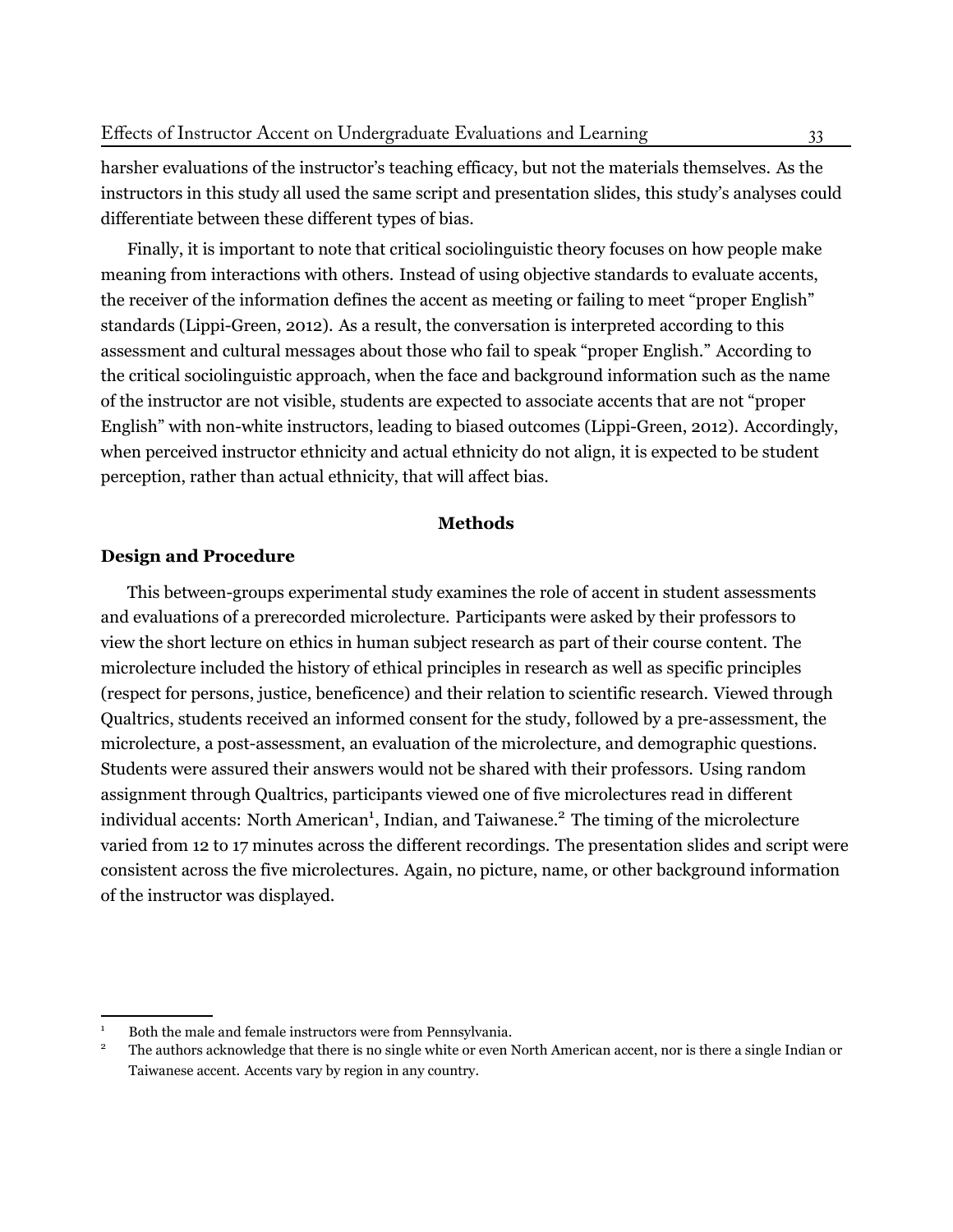harsher evaluations of the instructor's teaching efficacy, but not the materials themselves. As the instructors in this study all used the same script and presentation slides, this study's analyses could differentiate between these different types of bias.

Finally, it is important to note that critical sociolinguistic theory focuses on how people make meaning from interactions with others. Instead of using objective standards to evaluate accents, the receiver of the information defines the accent as meeting or failing to meet "proper English" standards (Lippi-Green, 2012). As a result, the conversation is interpreted according to this assessment and cultural messages about those who fail to speak "proper English." According to the critical sociolinguistic approach, when the face and background information such as the name of the instructor are not visible, students are expected to associate accents that are not "proper English" with non-white instructors, leading to biased outcomes (Lippi-Green, 2012). Accordingly, when perceived instructor ethnicity and actual ethnicity do not align, it is expected to be student perception, rather than actual ethnicity, that will affect bias.

## Methods

### Design and Procedure

This between-groups experimental study examines the role of accent in student assessments and evaluations of a prerecorded microlecture. Participants were asked by their professors to view the short lecture on ethics in human subject research as part of their course content. The microlecture included the history of ethical principles in research as well as specific principles (respect for persons, justice, beneficence) and their relation to scientific research. Viewed through Qualtrics, students received an informed consent for the study, followed by a pre-assessment, the microlecture, a post-assessment, an evaluation of the microlecture, and demographic questions. Students were assured their answers would not be shared with their professors. Using random assignment through Qualtrics, participants viewed one of five microlectures read in different individual accents: North American[1], Indian, and Taiwanese.[2] The timing of the microlecture varied from 12 to 17 minutes across the different recordings. The presentation slides and script were consistent across the five microlectures. Again, no picture, name, or other background information of the instructor was displayed.

---

[1] Both the male and female instructors were from Pennsylvania.

[2] The authors acknowledge that there is no single white or even North American accent, nor is there a single Indian or Taiwanese accent. Accents vary by region in any country.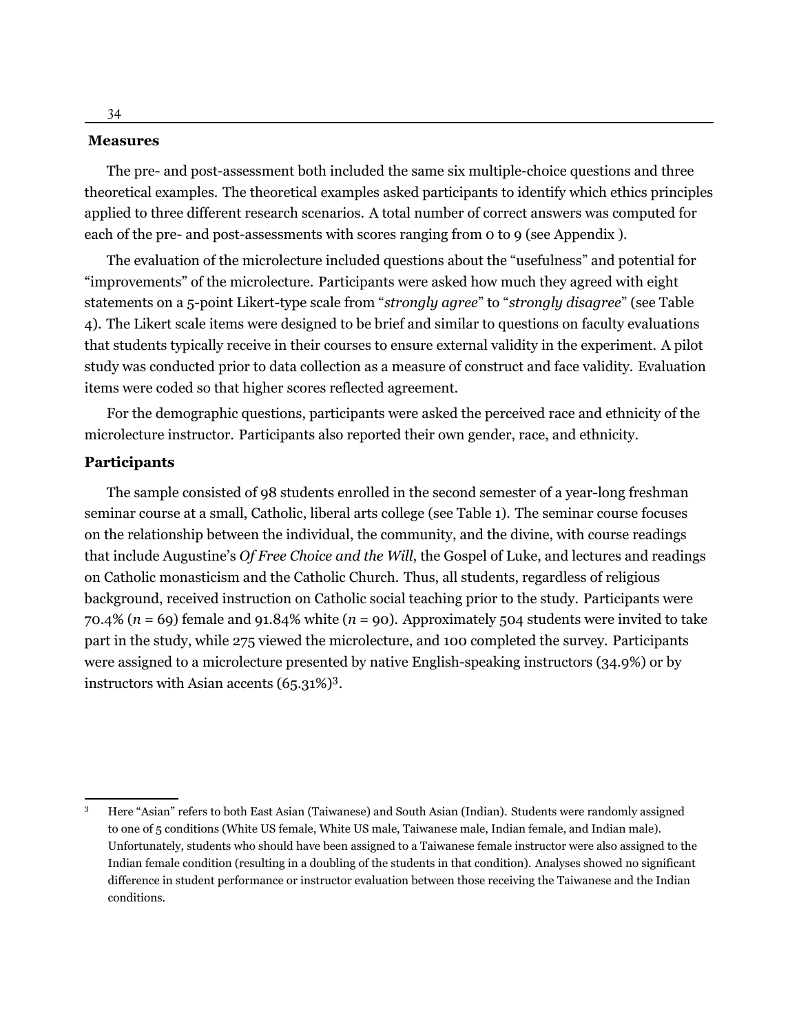## Measures

The pre- and post-assessment both included the same six multiple-choice questions and three theoretical examples. The theoretical examples asked participants to identify which ethics principles applied to three different research scenarios. A total number of correct answers was computed for each of the pre- and post-assessments with scores ranging from 0 to 9 (see Appendix ).

The evaluation of the microlecture included questions about the "usefulness" and potential for "improvements" of the microlecture. Participants were asked how much they agreed with eight statements on a 5-point Likert-type scale from "*strongly agree*" to "*strongly disagree*" (see Table 4). The Likert scale items were designed to be brief and similar to questions on faculty evaluations that students typically receive in their courses to ensure external validity in the experiment. A pilot study was conducted prior to data collection as a measure of construct and face validity. Evaluation items were coded so that higher scores reflected agreement.

For the demographic questions, participants were asked the perceived race and ethnicity of the microlecture instructor. Participants also reported their own gender, race, and ethnicity.

## Participants

The sample consisted of 98 students enrolled in the second semester of a year-long freshman seminar course at a small, Catholic, liberal arts college (see Table 1). The seminar course focuses on the relationship between the individual, the community, and the divine, with course readings that include Augustine's *Of Free Choice and the Will*, the Gospel of Luke, and lectures and readings on Catholic monasticism and the Catholic Church. Thus, all students, regardless of religious background, received instruction on Catholic social teaching prior to the study. Participants were 70.4% ($n$ = 69) female and 91.84% white ($n$ = 90). Approximately 504 students were invited to take part in the study, while 275 viewed the microlecture, and 100 completed the survey. Participants were assigned to a microlecture presented by native English-speaking instructors (34.9%) or by instructors with Asian accents (65.31%)[3].

[3] Here "Asian" refers to both East Asian (Taiwanese) and South Asian (Indian). Students were randomly assigned to one of 5 conditions (White US female, White US male, Taiwanese male, Indian female, and Indian male). Unfortunately, students who should have been assigned to a Taiwanese female instructor were also assigned to the Indian female condition (resulting in a doubling of the students in that condition). Analyses showed no significant difference in student performance or instructor evaluation between those receiving the Taiwanese and the Indian conditions.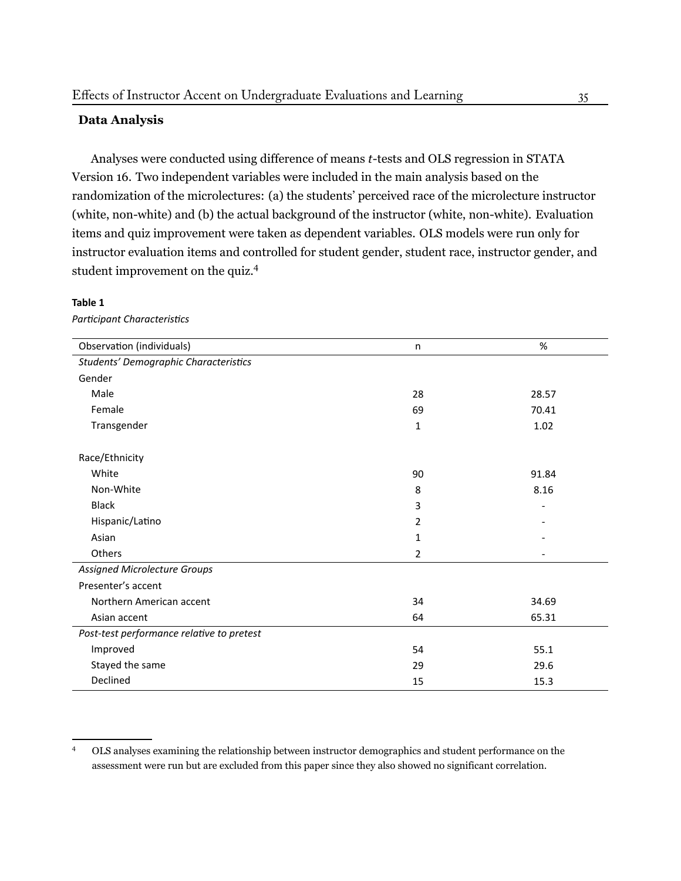### Data Analysis

Analyses were conducted using difference of means *t*-tests and OLS regression in STATA Version 16. Two independent variables were included in the main analysis based on the randomization of the microlectures: (a) the students' perceived race of the microlecture instructor (white, non-white) and (b) the actual background of the instructor (white, non-white). Evaluation items and quiz improvement were taken as dependent variables. OLS models were run only for instructor evaluation items and controlled for student gender, student race, instructor gender, and student improvement on the quiz.[4]

**Table 1**

*Participant Characteristics*

| Observation (individuals) | n | % |
|---|---|---|
| *Students' Demographic Characteristics* | | |
| Gender | | |
| Male | 28 | 28.57 |
| Female | 69 | 70.41 |
| Transgender | 1 | 1.02 |
| | | |
| Race/Ethnicity | | |
| White | 90 | 91.84 |
| Non-White | 8 | 8.16 |
| Black | 3 | - |
| Hispanic/Latino | 2 | - |
| Asian | 1 | - |
| Others | 2 | - |
| *Assigned Microlecture Groups* | | |
| Presenter's accent | | |
| Northern American accent | 34 | 34.69 |
| Asian accent | 64 | 65.31 |
| *Post-test performance relative to pretest* | | |
| Improved | 54 | 55.1 |
| Stayed the same | 29 | 29.6 |
| Declined | 15 | 15.3 |

[4] OLS analyses examining the relationship between instructor demographics and student performance on the assessment were run but are excluded from this paper since they also showed no significant correlation.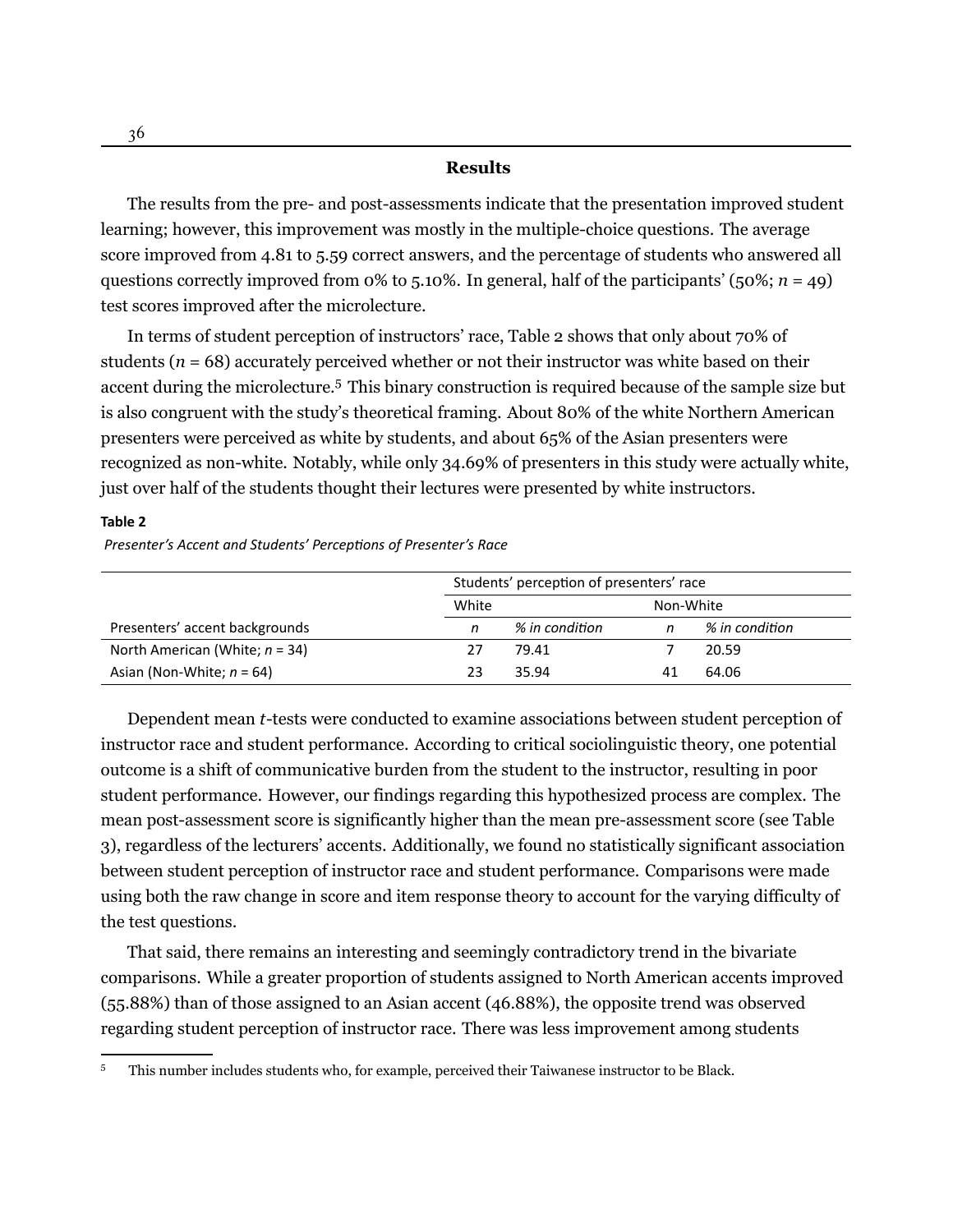## Results

The results from the pre- and post-assessments indicate that the presentation improved student learning; however, this improvement was mostly in the multiple-choice questions. The average score improved from 4.81 to 5.59 correct answers, and the percentage of students who answered all questions correctly improved from 0% to 5.10%. In general, half of the participants' (50%; $n$ = 49) test scores improved after the microlecture.

In terms of student perception of instructors' race, Table 2 shows that only about 70% of students ($n$ = 68) accurately perceived whether or not their instructor was white based on their accent during the microlecture.[5] This binary construction is required because of the sample size but is also congruent with the study's theoretical framing. About 80% of the white Northern American presenters were perceived as white by students, and about 65% of the Asian presenters were recognized as non-white. Notably, while only 34.69% of presenters in this study were actually white, just over half of the students thought their lectures were presented by white instructors.

**Table 2**

*Presenter's Accent and Students' Perceptions of Presenter's Race*

| | Students' perception of presenters' race | | | |
|---|---|---|---|---|
| | White | | Non-White | |
| Presenters' accent backgrounds | *n* | *% in condition* | *n* | *% in condition* |
| North American (White; $n$ = 34) | 27 | 79.41 | 7 | 20.59 |
| Asian (Non-White; $n$ = 64) | 23 | 35.94 | 41 | 64.06 |

Dependent mean $t$-tests were conducted to examine associations between student perception of instructor race and student performance. According to critical sociolinguistic theory, one potential outcome is a shift of communicative burden from the student to the instructor, resulting in poor student performance. However, our findings regarding this hypothesized process are complex. The mean post-assessment score is significantly higher than the mean pre-assessment score (see Table 3), regardless of the lecturers' accents. Additionally, we found no statistically significant association between student perception of instructor race and student performance. Comparisons were made using both the raw change in score and item response theory to account for the varying difficulty of the test questions.

That said, there remains an interesting and seemingly contradictory trend in the bivariate comparisons. While a greater proportion of students assigned to North American accents improved (55.88%) than of those assigned to an Asian accent (46.88%), the opposite trend was observed regarding student perception of instructor race. There was less improvement among students

---

[5] This number includes students who, for example, perceived their Taiwanese instructor to be Black.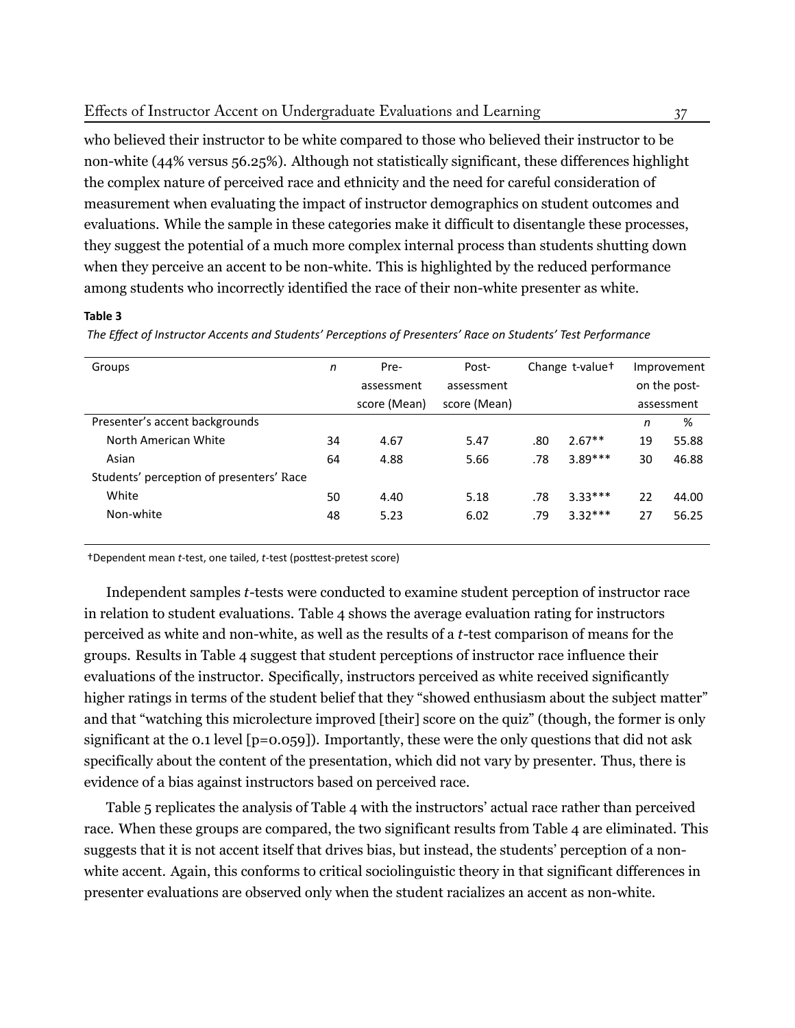who believed their instructor to be white compared to those who believed their instructor to be non-white (44% versus 56.25%). Although not statistically significant, these differences highlight the complex nature of perceived race and ethnicity and the need for careful consideration of measurement when evaluating the impact of instructor demographics on student outcomes and evaluations. While the sample in these categories make it difficult to disentangle these processes, they suggest the potential of a much more complex internal process than students shutting down when they perceive an accent to be non-white. This is highlighted by the reduced performance among students who incorrectly identified the race of their non-white presenter as white.

**Table 3**

*The Effect of Instructor Accents and Students' Perceptions of Presenters' Race on Students' Test Performance*

| Groups | *n* | Pre-assessment score (Mean) | Post-assessment score (Mean) | Change | t-value† | Improvement on the post-assessment | |
|---|---|---|---|---|---|---|---|
| Presenter's accent backgrounds | | | | | | *n* | % |
| North American White | 34 | 4.67 | 5.47 | .80 | 2.67** | 19 | 55.88 |
| Asian | 64 | 4.88 | 5.66 | .78 | 3.89*** | 30 | 46.88 |
| Students' perception of presenters' Race | | | | | | | |
| White | 50 | 4.40 | 5.18 | .78 | 3.33*** | 22 | 44.00 |
| Non-white | 48 | 5.23 | 6.02 | .79 | 3.32*** | 27 | 56.25 |

†Dependent mean *t*-test, one tailed, *t*-test (posttest-pretest score)

Independent samples *t*-tests were conducted to examine student perception of instructor race in relation to student evaluations. Table 4 shows the average evaluation rating for instructors perceived as white and non-white, as well as the results of a *t*-test comparison of means for the groups. Results in Table 4 suggest that student perceptions of instructor race influence their evaluations of the instructor. Specifically, instructors perceived as white received significantly higher ratings in terms of the student belief that they "showed enthusiasm about the subject matter" and that "watching this microlecture improved [their] score on the quiz" (though, the former is only significant at the 0.1 level [p=0.059]). Importantly, these were the only questions that did not ask specifically about the content of the presentation, which did not vary by presenter. Thus, there is evidence of a bias against instructors based on perceived race.

Table 5 replicates the analysis of Table 4 with the instructors' actual race rather than perceived race. When these groups are compared, the two significant results from Table 4 are eliminated. This suggests that it is not accent itself that drives bias, but instead, the students' perception of a non-white accent. Again, this conforms to critical sociolinguistic theory in that significant differences in presenter evaluations are observed only when the student racializes an accent as non-white.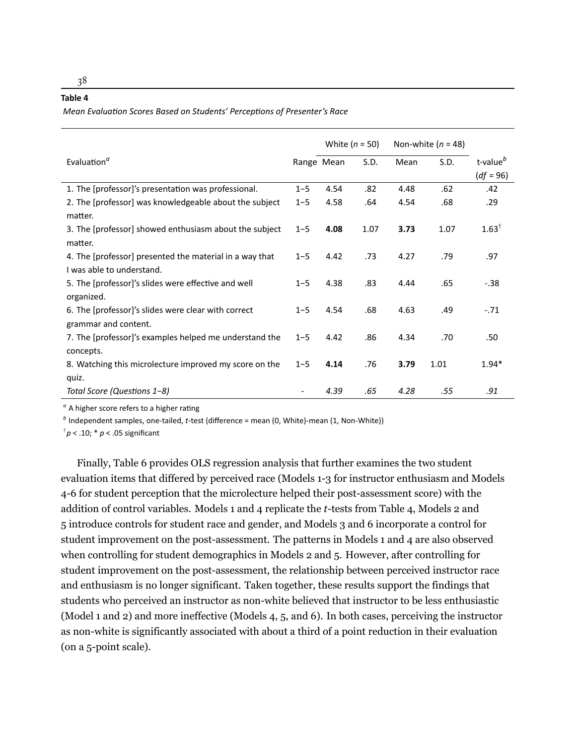**Table 4**

*Mean Evaluation Scores Based on Students' Perceptions of Presenter's Race*

| Evaluation[a] | Range | White ($n$ = 50) | | Non-white ($n$ = 48) | | t-value[b] |
|---|---|---|---|---|---|---|
| | | Mean | S.D. | Mean | S.D. | ($df$ = 96) |
| 1. The [professor]'s presentation was professional. | 1–5 | 4.54 | .82 | 4.48 | .62 | .42 |
| 2. The [professor] was knowledgeable about the subject matter. | 1–5 | 4.58 | .64 | 4.54 | .68 | .29 |
| 3. The [professor] showed enthusiasm about the subject matter. | 1–5 | **4.08** | 1.07 | **3.73** | 1.07 | 1.63[†] |
| 4. The [professor] presented the material in a way that I was able to understand. | 1–5 | 4.42 | .73 | 4.27 | .79 | .97 |
| 5. The [professor]'s slides were effective and well organized. | 1–5 | 4.38 | .83 | 4.44 | .65 | -.38 |
| 6. The [professor]'s slides were clear with correct grammar and content. | 1–5 | 4.54 | .68 | 4.63 | .49 | -.71 |
| 7. The [professor]'s examples helped me understand the concepts. | 1–5 | 4.42 | .86 | 4.34 | .70 | .50 |
| 8. Watching this microlecture improved my score on the quiz. | 1–5 | **4.14** | .76 | **3.79** | 1.01 | 1.94* |
| *Total Score (Questions 1–8)* | - | *4.39* | *.65* | *4.28* | *.55* | *.91* |

[a] A higher score refers to a higher rating

[b] Independent samples, one-tailed, $t$-test (difference = mean (0, White)-mean (1, Non-White))

[†] $p < .10$; * $p < .05$ significant

Finally, Table 6 provides OLS regression analysis that further examines the two student evaluation items that differed by perceived race (Models 1-3 for instructor enthusiasm and Models 4-6 for student perception that the microlecture helped their post-assessment score) with the addition of control variables. Models 1 and 4 replicate the $t$-tests from Table 4, Models 2 and 5 introduce controls for student race and gender, and Models 3 and 6 incorporate a control for student improvement on the post-assessment. The patterns in Models 1 and 4 are also observed when controlling for student demographics in Models 2 and 5. However, after controlling for student improvement on the post-assessment, the relationship between perceived instructor race and enthusiasm is no longer significant. Taken together, these results support the findings that students who perceived an instructor as non-white believed that instructor to be less enthusiastic (Model 1 and 2) and more ineffective (Models 4, 5, and 6). In both cases, perceiving the instructor as non-white is significantly associated with about a third of a point reduction in their evaluation (on a 5-point scale).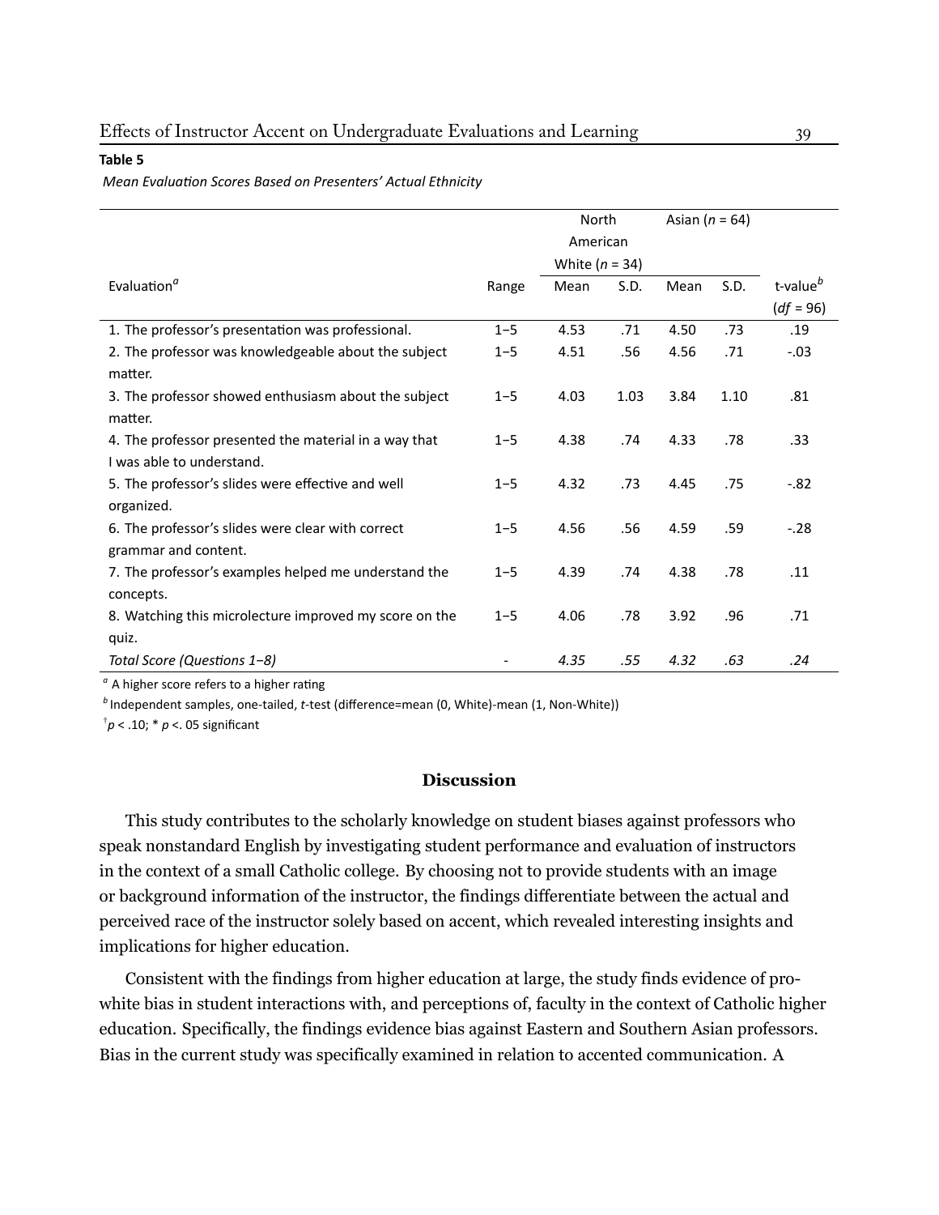**Table 5**

*Mean Evaluation Scores Based on Presenters' Actual Ethnicity*

| Evaluation[a] | Range | North American White ($n$ = 34) | | Asian ($n$ = 64) | | t-value[b] ($df$ = 96) |
|---|---|---|---|---|---|---|
| | | Mean | S.D. | Mean | S.D. | |
| 1. The professor's presentation was professional. | 1–5 | 4.53 | .71 | 4.50 | .73 | .19 |
| 2. The professor was knowledgeable about the subject matter. | 1–5 | 4.51 | .56 | 4.56 | .71 | -.03 |
| 3. The professor showed enthusiasm about the subject matter. | 1–5 | 4.03 | 1.03 | 3.84 | 1.10 | .81 |
| 4. The professor presented the material in a way that I was able to understand. | 1–5 | 4.38 | .74 | 4.33 | .78 | .33 |
| 5. The professor's slides were effective and well organized. | 1–5 | 4.32 | .73 | 4.45 | .75 | -.82 |
| 6. The professor's slides were clear with correct grammar and content. | 1–5 | 4.56 | .56 | 4.59 | .59 | -.28 |
| 7. The professor's examples helped me understand the concepts. | 1–5 | 4.39 | .74 | 4.38 | .78 | .11 |
| 8. Watching this microlecture improved my score on the quiz. | 1–5 | 4.06 | .78 | 3.92 | .96 | .71 |
| *Total Score (Questions 1–8)* | - | *4.35* | *.55* | *4.32* | *.63* | *.24* |

[a] A higher score refers to a higher rating

[b] Independent samples, one-tailed, *t*-test (difference=mean (0, White)-mean (1, Non-White))

† $p$ < .10; * $p$ <. 05 significant

## Discussion

This study contributes to the scholarly knowledge on student biases against professors who speak nonstandard English by investigating student performance and evaluation of instructors in the context of a small Catholic college. By choosing not to provide students with an image or background information of the instructor, the findings differentiate between the actual and perceived race of the instructor solely based on accent, which revealed interesting insights and implications for higher education.

Consistent with the findings from higher education at large, the study finds evidence of pro-white bias in student interactions with, and perceptions of, faculty in the context of Catholic higher education. Specifically, the findings evidence bias against Eastern and Southern Asian professors. Bias in the current study was specifically examined in relation to accented communication. A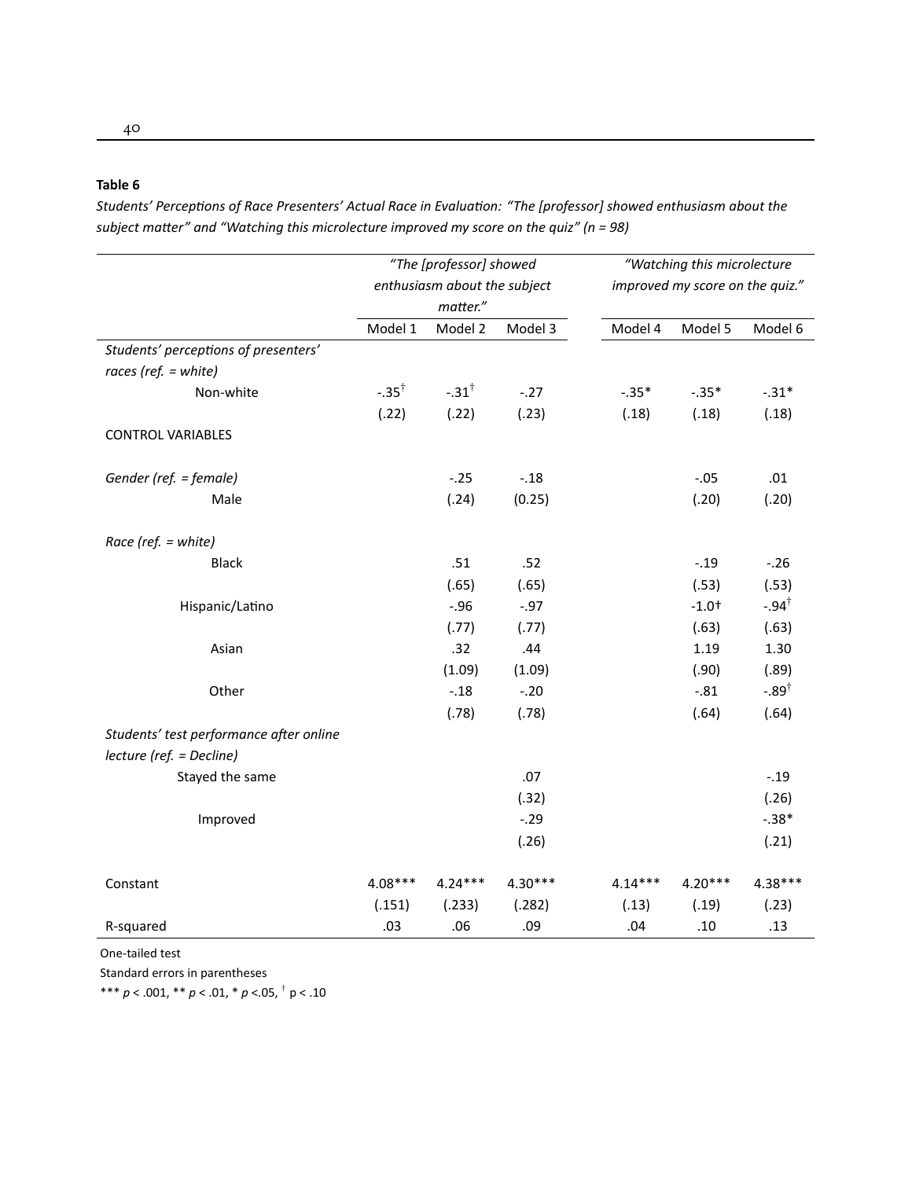**Table 6**

*Students' Perceptions of Race Presenters' Actual Race in Evaluation: "The [professor] showed enthusiasm about the subject matter" and "Watching this microlecture improved my score on the quiz" (n = 98)*

| | *"The [professor] showed enthusiasm about the subject matter."* | | | *"Watching this microlecture improved my score on the quiz."* | | |
|---|---|---|---|---|---|---|
| | Model 1 | Model 2 | Model 3 | Model 4 | Model 5 | Model 6 |
| *Students' perceptions of presenters' races (ref. = white)* | | | | | | |
| Non-white | -.35† | -.31† | -.27 | -.35* | -.35* | -.31* |
| | (.22) | (.22) | (.23) | (.18) | (.18) | (.18) |
| CONTROL VARIABLES | | | | | | |
| *Gender (ref. = female)* | | | | | | |
| Male | | -.25 | -.18 | | -.05 | .01 |
| | | (.24) | (0.25) | | (.20) | (.20) |
| *Race (ref. = white)* | | | | | | |
| Black | | .51 | .52 | | -.19 | -.26 |
| | | (.65) | (.65) | | (.53) | (.53) |
| Hispanic/Latino | | -.96 | -.97 | | -1.0† | -.94† |
| | | (.77) | (.77) | | (.63) | (.63) |
| Asian | | .32 | .44 | | 1.19 | 1.30 |
| | | (1.09) | (1.09) | | (.90) | (.89) |
| Other | | -.18 | -.20 | | -.81 | -.89† |
| | | (.78) | (.78) | | (.64) | (.64) |
| *Students' test performance after online lecture (ref. = Decline)* | | | | | | |
| Stayed the same | | | .07 | | | -.19 |
| | | | (.32) | | | (.26) |
| Improved | | | -.29 | | | -.38* |
| | | | (.26) | | | (.21) |
| Constant | 4.08*** | 4.24*** | 4.30*** | 4.14*** | 4.20*** | 4.38*** |
| | (.151) | (.233) | (.282) | (.13) | (.19) | (.23) |
| R-squared | .03 | .06 | .09 | .04 | .10 | .13 |

One-tailed test

Standard errors in parentheses

*** $p < .001$, ** $p < .01$, * $p < .05$, † $p < .10$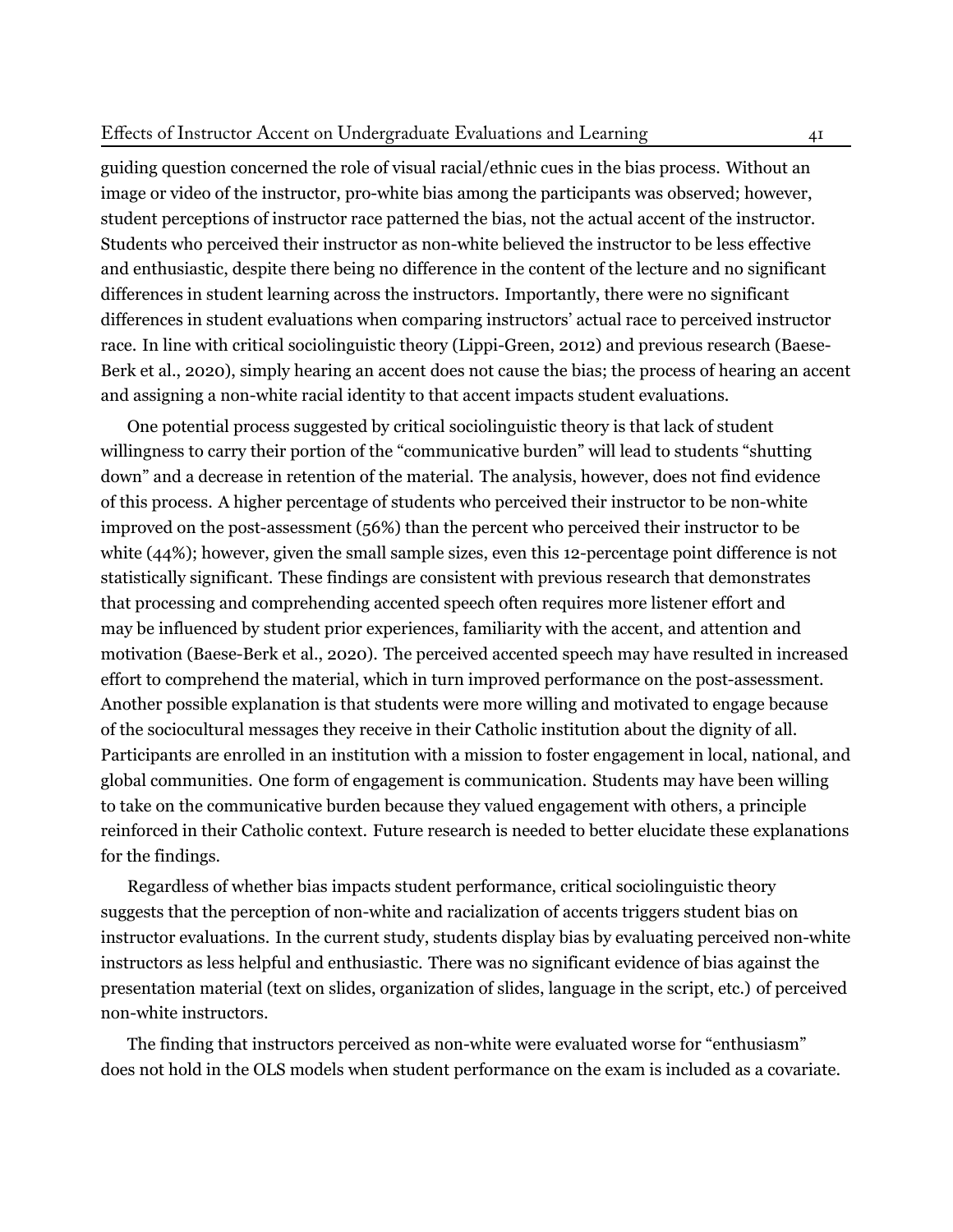guiding question concerned the role of visual racial/ethnic cues in the bias process. Without an image or video of the instructor, pro-white bias among the participants was observed; however, student perceptions of instructor race patterned the bias, not the actual accent of the instructor. Students who perceived their instructor as non-white believed the instructor to be less effective and enthusiastic, despite there being no difference in the content of the lecture and no significant differences in student learning across the instructors. Importantly, there were no significant differences in student evaluations when comparing instructors' actual race to perceived instructor race. In line with critical sociolinguistic theory (Lippi-Green, 2012) and previous research (Baese-Berk et al., 2020), simply hearing an accent does not cause the bias; the process of hearing an accent and assigning a non-white racial identity to that accent impacts student evaluations.

One potential process suggested by critical sociolinguistic theory is that lack of student willingness to carry their portion of the "communicative burden" will lead to students "shutting down" and a decrease in retention of the material. The analysis, however, does not find evidence of this process. A higher percentage of students who perceived their instructor to be non-white improved on the post-assessment (56%) than the percent who perceived their instructor to be white (44%); however, given the small sample sizes, even this 12-percentage point difference is not statistically significant. These findings are consistent with previous research that demonstrates that processing and comprehending accented speech often requires more listener effort and may be influenced by student prior experiences, familiarity with the accent, and attention and motivation (Baese-Berk et al., 2020). The perceived accented speech may have resulted in increased effort to comprehend the material, which in turn improved performance on the post-assessment. Another possible explanation is that students were more willing and motivated to engage because of the sociocultural messages they receive in their Catholic institution about the dignity of all. Participants are enrolled in an institution with a mission to foster engagement in local, national, and global communities. One form of engagement is communication. Students may have been willing to take on the communicative burden because they valued engagement with others, a principle reinforced in their Catholic context. Future research is needed to better elucidate these explanations for the findings.

Regardless of whether bias impacts student performance, critical sociolinguistic theory suggests that the perception of non-white and racialization of accents triggers student bias on instructor evaluations. In the current study, students display bias by evaluating perceived non-white instructors as less helpful and enthusiastic. There was no significant evidence of bias against the presentation material (text on slides, organization of slides, language in the script, etc.) of perceived non-white instructors.

The finding that instructors perceived as non-white were evaluated worse for "enthusiasm" does not hold in the OLS models when student performance on the exam is included as a covariate.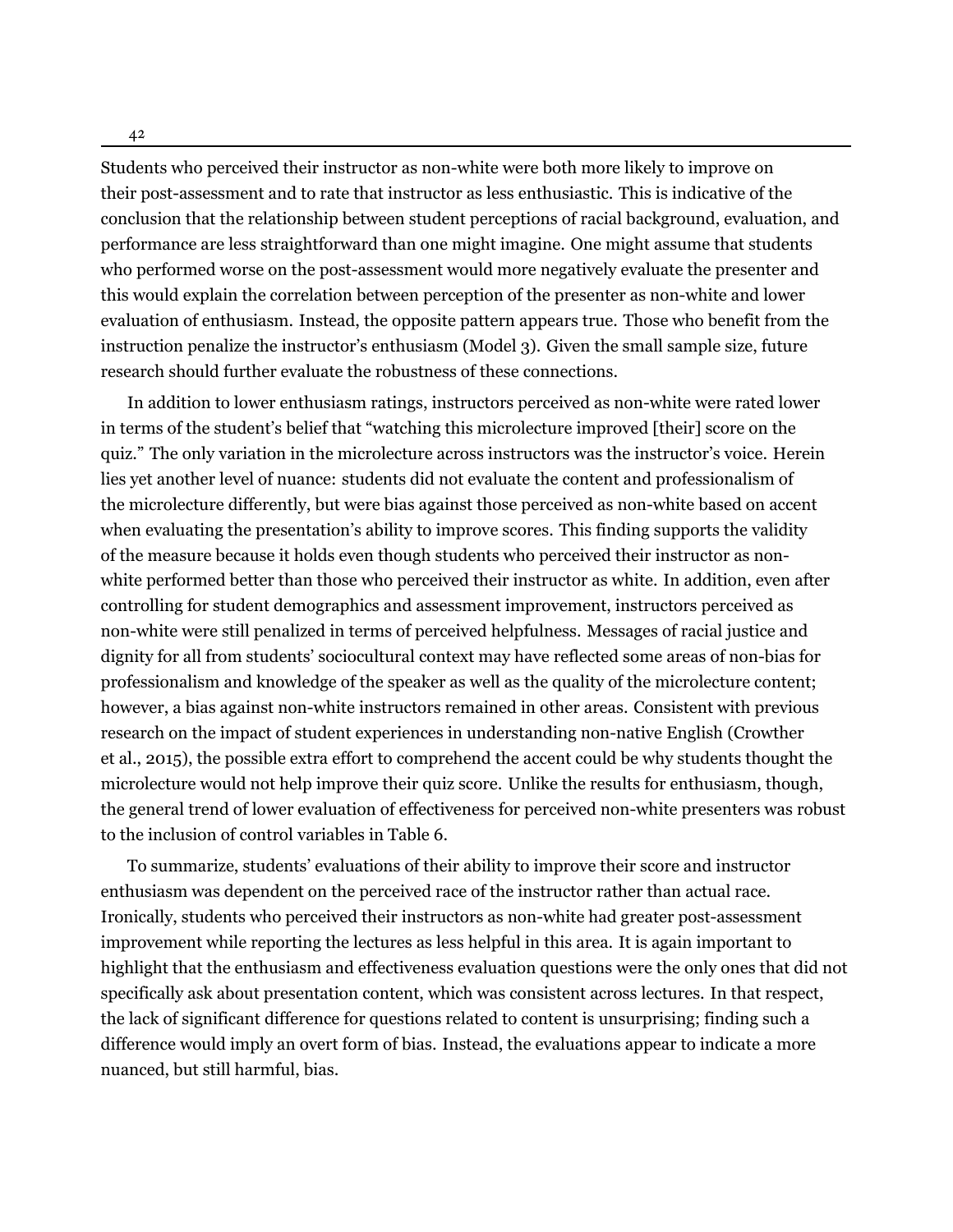Students who perceived their instructor as non-white were both more likely to improve on their post-assessment and to rate that instructor as less enthusiastic. This is indicative of the conclusion that the relationship between student perceptions of racial background, evaluation, and performance are less straightforward than one might imagine. One might assume that students who performed worse on the post-assessment would more negatively evaluate the presenter and this would explain the correlation between perception of the presenter as non-white and lower evaluation of enthusiasm. Instead, the opposite pattern appears true. Those who benefit from the instruction penalize the instructor's enthusiasm (Model 3). Given the small sample size, future research should further evaluate the robustness of these connections.

In addition to lower enthusiasm ratings, instructors perceived as non-white were rated lower in terms of the student's belief that "watching this microlecture improved [their] score on the quiz." The only variation in the microlecture across instructors was the instructor's voice. Herein lies yet another level of nuance: students did not evaluate the content and professionalism of the microlecture differently, but were bias against those perceived as non-white based on accent when evaluating the presentation's ability to improve scores. This finding supports the validity of the measure because it holds even though students who perceived their instructor as non-white performed better than those who perceived their instructor as white. In addition, even after controlling for student demographics and assessment improvement, instructors perceived as non-white were still penalized in terms of perceived helpfulness. Messages of racial justice and dignity for all from students' sociocultural context may have reflected some areas of non-bias for professionalism and knowledge of the speaker as well as the quality of the microlecture content; however, a bias against non-white instructors remained in other areas. Consistent with previous research on the impact of student experiences in understanding non-native English (Crowther et al., 2015), the possible extra effort to comprehend the accent could be why students thought the microlecture would not help improve their quiz score. Unlike the results for enthusiasm, though, the general trend of lower evaluation of effectiveness for perceived non-white presenters was robust to the inclusion of control variables in Table 6.

To summarize, students' evaluations of their ability to improve their score and instructor enthusiasm was dependent on the perceived race of the instructor rather than actual race. Ironically, students who perceived their instructors as non-white had greater post-assessment improvement while reporting the lectures as less helpful in this area. It is again important to highlight that the enthusiasm and effectiveness evaluation questions were the only ones that did not specifically ask about presentation content, which was consistent across lectures. In that respect, the lack of significant difference for questions related to content is unsurprising; finding such a difference would imply an overt form of bias. Instead, the evaluations appear to indicate a more nuanced, but still harmful, bias.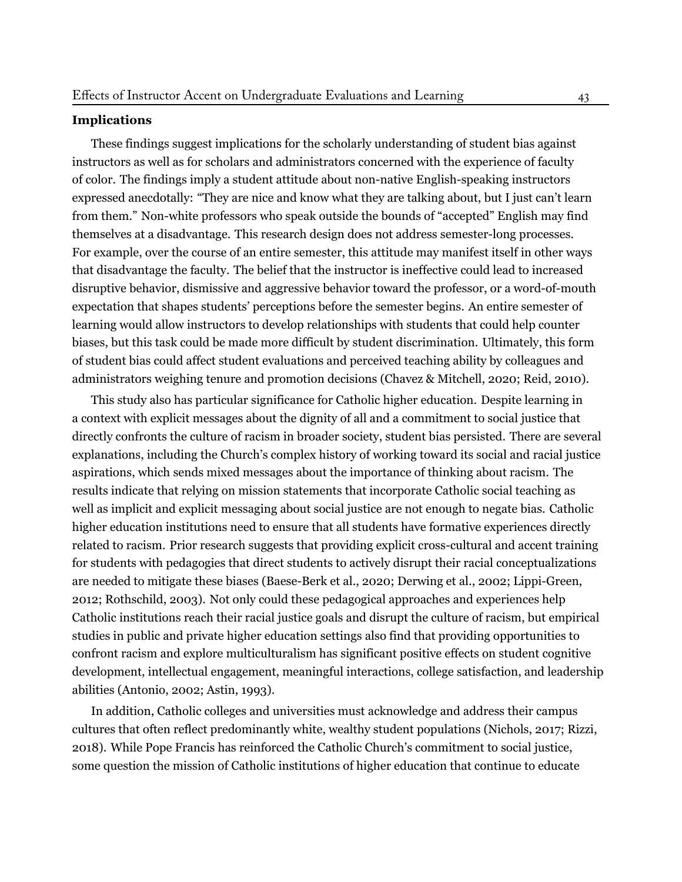**Implications**

These findings suggest implications for the scholarly understanding of student bias against instructors as well as for scholars and administrators concerned with the experience of faculty of color. The findings imply a student attitude about non-native English-speaking instructors expressed anecdotally: "They are nice and know what they are talking about, but I just can't learn from them." Non-white professors who speak outside the bounds of "accepted" English may find themselves at a disadvantage. This research design does not address semester-long processes. For example, over the course of an entire semester, this attitude may manifest itself in other ways that disadvantage the faculty. The belief that the instructor is ineffective could lead to increased disruptive behavior, dismissive and aggressive behavior toward the professor, or a word-of-mouth expectation that shapes students' perceptions before the semester begins. An entire semester of learning would allow instructors to develop relationships with students that could help counter biases, but this task could be made more difficult by student discrimination. Ultimately, this form of student bias could affect student evaluations and perceived teaching ability by colleagues and administrators weighing tenure and promotion decisions (Chavez & Mitchell, 2020; Reid, 2010).

This study also has particular significance for Catholic higher education. Despite learning in a context with explicit messages about the dignity of all and a commitment to social justice that directly confronts the culture of racism in broader society, student bias persisted. There are several explanations, including the Church's complex history of working toward its social and racial justice aspirations, which sends mixed messages about the importance of thinking about racism. The results indicate that relying on mission statements that incorporate Catholic social teaching as well as implicit and explicit messaging about social justice are not enough to negate bias. Catholic higher education institutions need to ensure that all students have formative experiences directly related to racism. Prior research suggests that providing explicit cross-cultural and accent training for students with pedagogies that direct students to actively disrupt their racial conceptualizations are needed to mitigate these biases (Baese-Berk et al., 2020; Derwing et al., 2002; Lippi-Green, 2012; Rothschild, 2003). Not only could these pedagogical approaches and experiences help Catholic institutions reach their racial justice goals and disrupt the culture of racism, but empirical studies in public and private higher education settings also find that providing opportunities to confront racism and explore multiculturalism has significant positive effects on student cognitive development, intellectual engagement, meaningful interactions, college satisfaction, and leadership abilities (Antonio, 2002; Astin, 1993).

In addition, Catholic colleges and universities must acknowledge and address their campus cultures that often reflect predominantly white, wealthy student populations (Nichols, 2017; Rizzi, 2018). While Pope Francis has reinforced the Catholic Church's commitment to social justice, some question the mission of Catholic institutions of higher education that continue to educate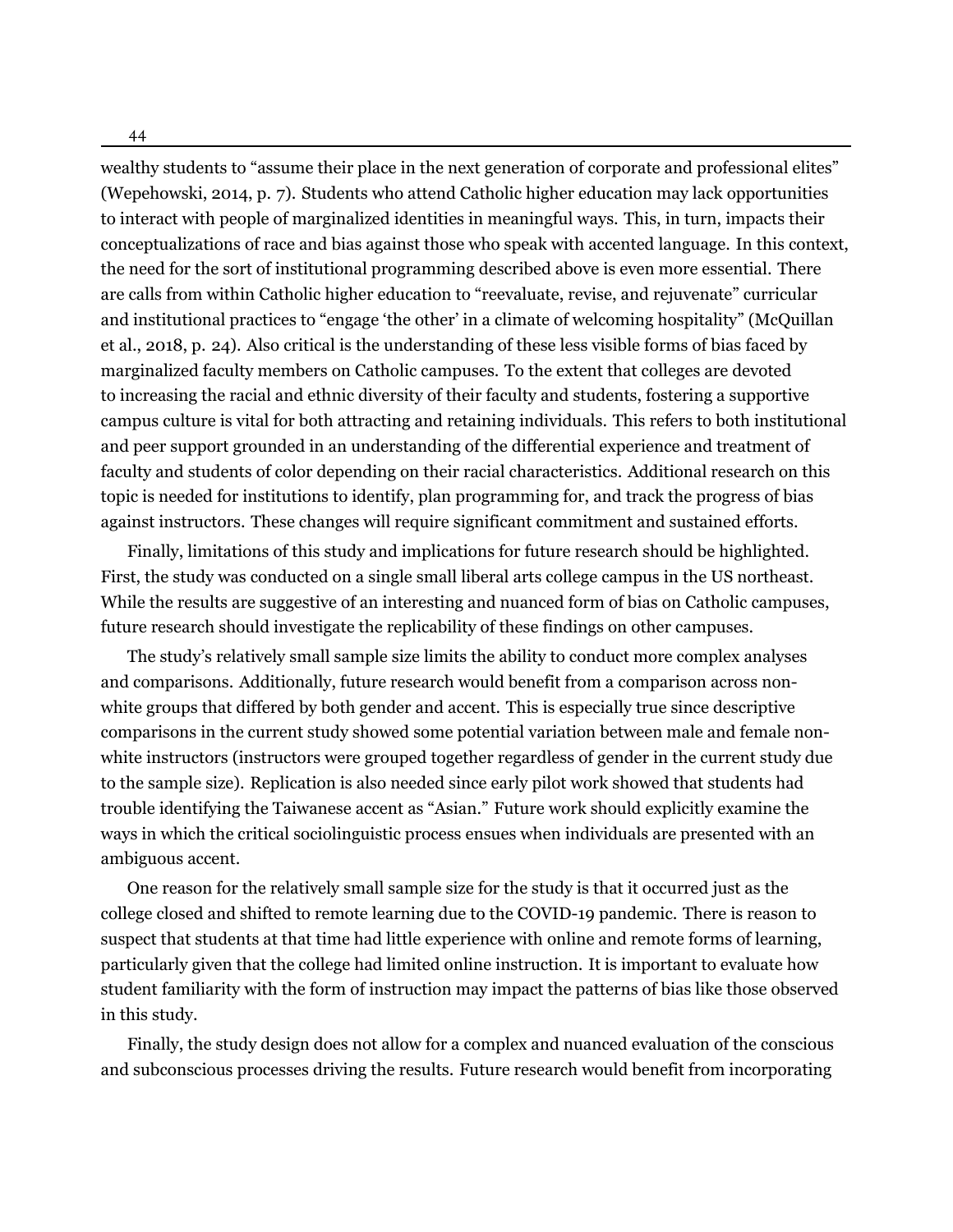wealthy students to "assume their place in the next generation of corporate and professional elites" (Wepehowski, 2014, p. 7). Students who attend Catholic higher education may lack opportunities to interact with people of marginalized identities in meaningful ways. This, in turn, impacts their conceptualizations of race and bias against those who speak with accented language. In this context, the need for the sort of institutional programming described above is even more essential. There are calls from within Catholic higher education to "reevaluate, revise, and rejuvenate" curricular and institutional practices to "engage 'the other' in a climate of welcoming hospitality" (McQuillan et al., 2018, p. 24). Also critical is the understanding of these less visible forms of bias faced by marginalized faculty members on Catholic campuses. To the extent that colleges are devoted to increasing the racial and ethnic diversity of their faculty and students, fostering a supportive campus culture is vital for both attracting and retaining individuals. This refers to both institutional and peer support grounded in an understanding of the differential experience and treatment of faculty and students of color depending on their racial characteristics. Additional research on this topic is needed for institutions to identify, plan programming for, and track the progress of bias against instructors. These changes will require significant commitment and sustained efforts.

Finally, limitations of this study and implications for future research should be highlighted. First, the study was conducted on a single small liberal arts college campus in the US northeast. While the results are suggestive of an interesting and nuanced form of bias on Catholic campuses, future research should investigate the replicability of these findings on other campuses.

The study's relatively small sample size limits the ability to conduct more complex analyses and comparisons. Additionally, future research would benefit from a comparison across non-white groups that differed by both gender and accent. This is especially true since descriptive comparisons in the current study showed some potential variation between male and female non-white instructors (instructors were grouped together regardless of gender in the current study due to the sample size). Replication is also needed since early pilot work showed that students had trouble identifying the Taiwanese accent as "Asian." Future work should explicitly examine the ways in which the critical sociolinguistic process ensues when individuals are presented with an ambiguous accent.

One reason for the relatively small sample size for the study is that it occurred just as the college closed and shifted to remote learning due to the COVID-19 pandemic. There is reason to suspect that students at that time had little experience with online and remote forms of learning, particularly given that the college had limited online instruction. It is important to evaluate how student familiarity with the form of instruction may impact the patterns of bias like those observed in this study.

Finally, the study design does not allow for a complex and nuanced evaluation of the conscious and subconscious processes driving the results. Future research would benefit from incorporating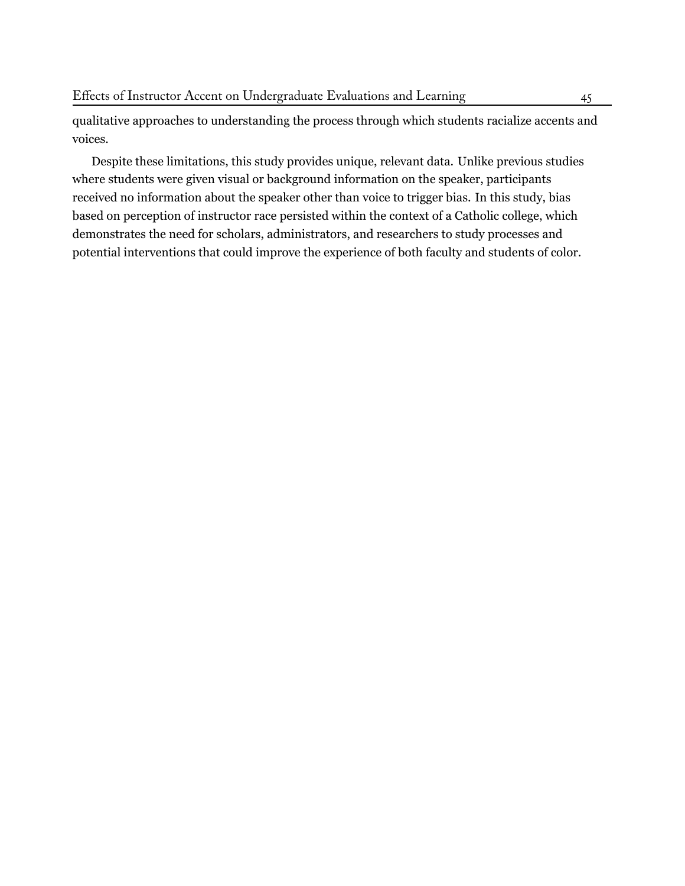qualitative approaches to understanding the process through which students racialize accents and voices.

Despite these limitations, this study provides unique, relevant data. Unlike previous studies where students were given visual or background information on the speaker, participants received no information about the speaker other than voice to trigger bias. In this study, bias based on perception of instructor race persisted within the context of a Catholic college, which demonstrates the need for scholars, administrators, and researchers to study processes and potential interventions that could improve the experience of both faculty and students of color.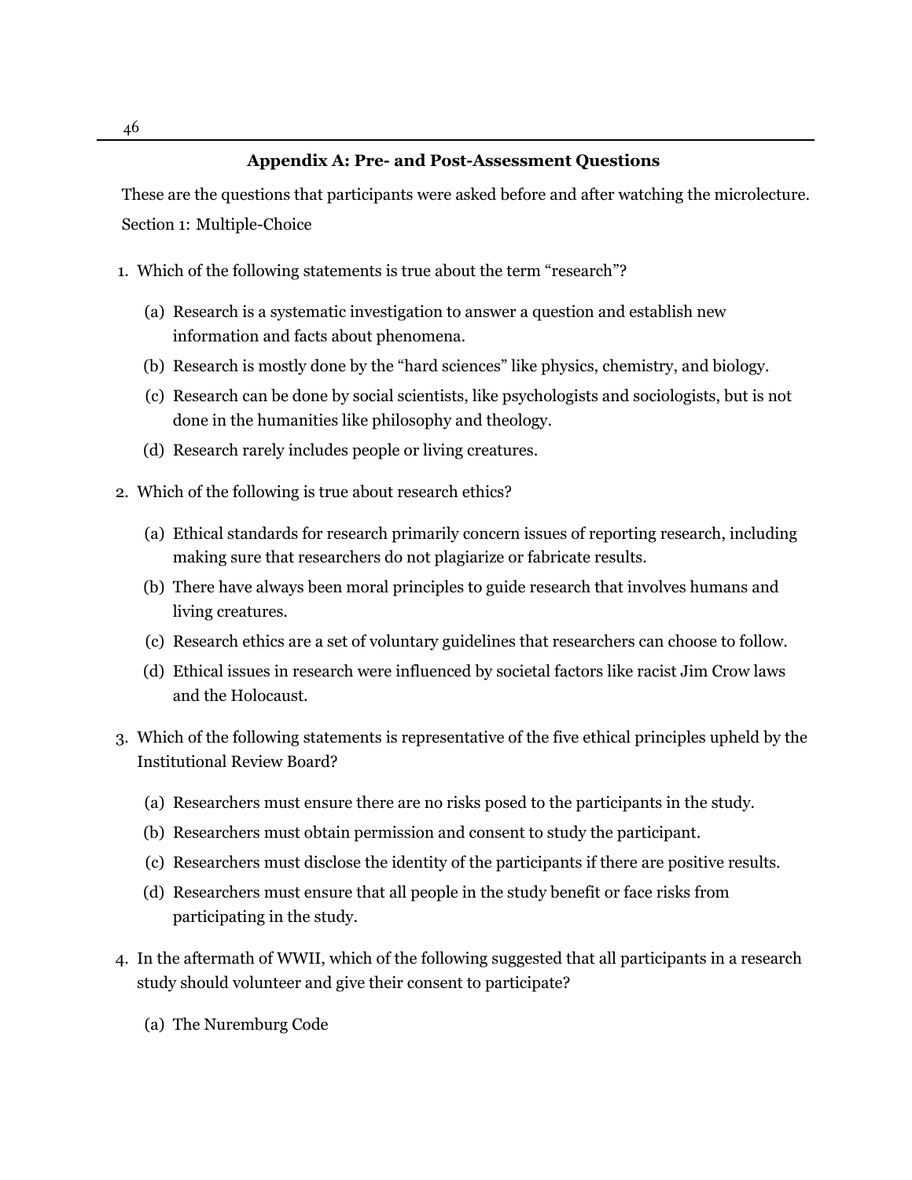## Appendix A: Pre- and Post-Assessment Questions

These are the questions that participants were asked before and after watching the microlecture.

Section 1: Multiple-Choice

1. Which of the following statements is true about the term "research"?

   (a) Research is a systematic investigation to answer a question and establish new information and facts about phenomena.

   (b) Research is mostly done by the "hard sciences" like physics, chemistry, and biology.

   (c) Research can be done by social scientists, like psychologists and sociologists, but is not done in the humanities like philosophy and theology.

   (d) Research rarely includes people or living creatures.

2. Which of the following is true about research ethics?

   (a) Ethical standards for research primarily concern issues of reporting research, including making sure that researchers do not plagiarize or fabricate results.

   (b) There have always been moral principles to guide research that involves humans and living creatures.

   (c) Research ethics are a set of voluntary guidelines that researchers can choose to follow.

   (d) Ethical issues in research were influenced by societal factors like racist Jim Crow laws and the Holocaust.

3. Which of the following statements is representative of the five ethical principles upheld by the Institutional Review Board?

   (a) Researchers must ensure there are no risks posed to the participants in the study.

   (b) Researchers must obtain permission and consent to study the participant.

   (c) Researchers must disclose the identity of the participants if there are positive results.

   (d) Researchers must ensure that all people in the study benefit or face risks from participating in the study.

4. In the aftermath of WWII, which of the following suggested that all participants in a research study should volunteer and give their consent to participate?

   (a) The Nuremburg Code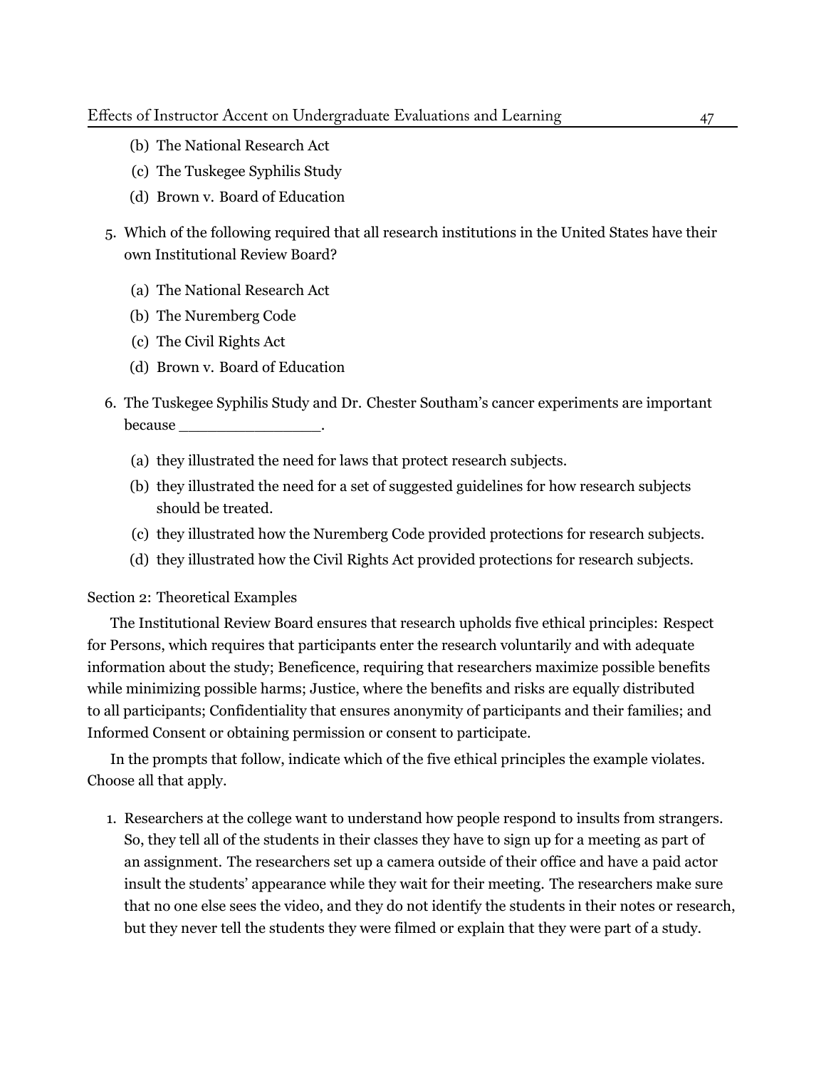(b) The National Research Act
   (c) The Tuskegee Syphilis Study
   (d) Brown v. Board of Education

5. Which of the following required that all research institutions in the United States have their own Institutional Review Board?

   (a) The National Research Act
   (b) The Nuremberg Code
   (c) The Civil Rights Act
   (d) Brown v. Board of Education

6. The Tuskegee Syphilis Study and Dr. Chester Southam's cancer experiments are important because ________________.

   (a) they illustrated the need for laws that protect research subjects.
   (b) they illustrated the need for a set of suggested guidelines for how research subjects should be treated.
   (c) they illustrated how the Nuremberg Code provided protections for research subjects.
   (d) they illustrated how the Civil Rights Act provided protections for research subjects.

Section 2: Theoretical Examples

The Institutional Review Board ensures that research upholds five ethical principles: Respect for Persons, which requires that participants enter the research voluntarily and with adequate information about the study; Beneficence, requiring that researchers maximize possible benefits while minimizing possible harms; Justice, where the benefits and risks are equally distributed to all participants; Confidentiality that ensures anonymity of participants and their families; and Informed Consent or obtaining permission or consent to participate.

In the prompts that follow, indicate which of the five ethical principles the example violates. Choose all that apply.

1. Researchers at the college want to understand how people respond to insults from strangers. So, they tell all of the students in their classes they have to sign up for a meeting as part of an assignment. The researchers set up a camera outside of their office and have a paid actor insult the students' appearance while they wait for their meeting. The researchers make sure that no one else sees the video, and they do not identify the students in their notes or research, but they never tell the students they were filmed or explain that they were part of a study.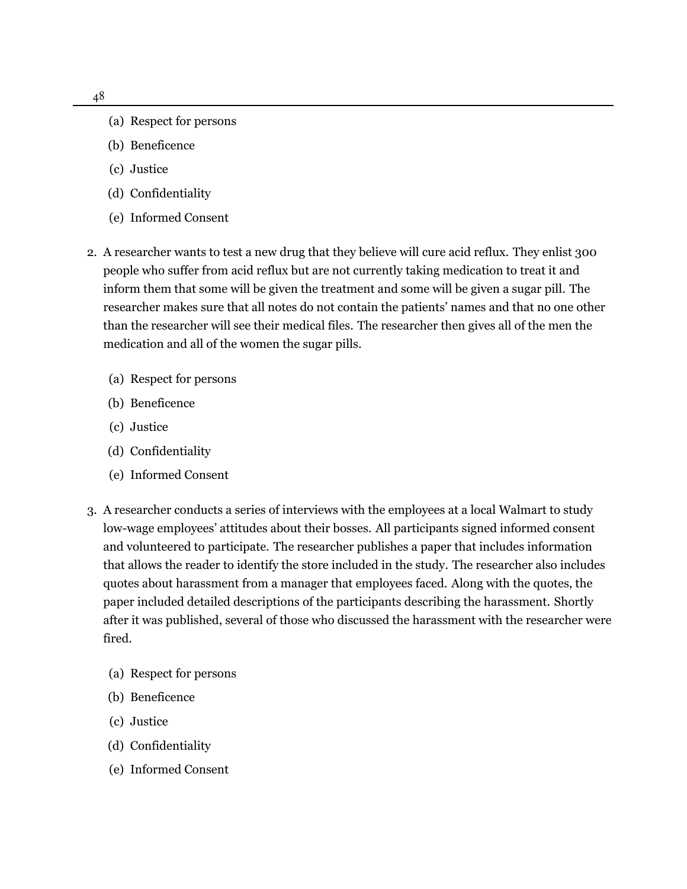(a) Respect for persons
(b) Beneficence
(c) Justice
(d) Confidentiality
(e) Informed Consent

2. A researcher wants to test a new drug that they believe will cure acid reflux. They enlist 300 people who suffer from acid reflux but are not currently taking medication to treat it and inform them that some will be given the treatment and some will be given a sugar pill. The researcher makes sure that all notes do not contain the patients' names and that no one other than the researcher will see their medical files. The researcher then gives all of the men the medication and all of the women the sugar pills.

   (a) Respect for persons
   (b) Beneficence
   (c) Justice
   (d) Confidentiality
   (e) Informed Consent

3. A researcher conducts a series of interviews with the employees at a local Walmart to study low-wage employees' attitudes about their bosses. All participants signed informed consent and volunteered to participate. The researcher publishes a paper that includes information that allows the reader to identify the store included in the study. The researcher also includes quotes about harassment from a manager that employees faced. Along with the quotes, the paper included detailed descriptions of the participants describing the harassment. Shortly after it was published, several of those who discussed the harassment with the researcher were fired.

   (a) Respect for persons
   (b) Beneficence
   (c) Justice
   (d) Confidentiality
   (e) Informed Consent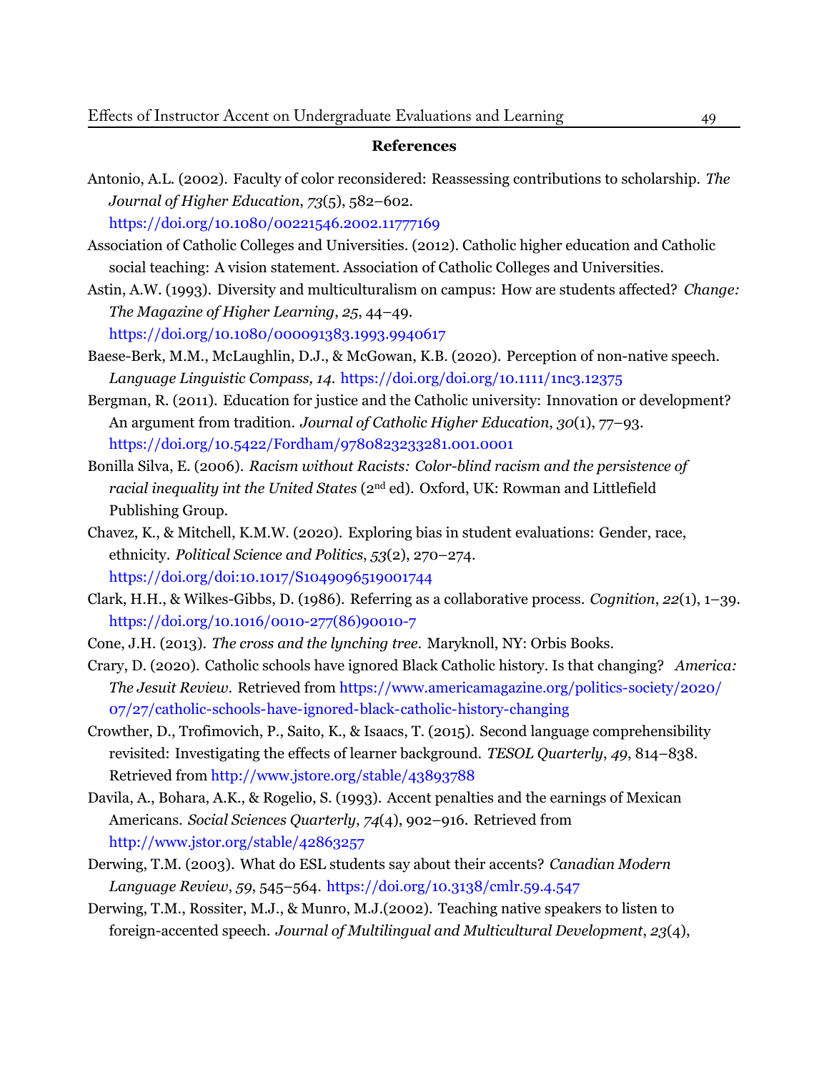## References

Antonio, A.L. (2002). Faculty of color reconsidered: Reassessing contributions to scholarship. *The Journal of Higher Education*, *73*(5), 582–602. https://doi.org/10.1080/00221546.2002.11777169

Association of Catholic Colleges and Universities. (2012). Catholic higher education and Catholic social teaching: A vision statement. Association of Catholic Colleges and Universities.

Astin, A.W. (1993). Diversity and multiculturalism on campus: How are students affected? *Change: The Magazine of Higher Learning*, *25*, 44–49. https://doi.org/10.1080/000091383.1993.9940617

Baese-Berk, M.M., McLaughlin, D.J., & McGowan, K.B. (2020). Perception of non-native speech. *Language Linguistic Compass, 14.* https://doi.org/doi.org/10.1111/1nc3.12375

Bergman, R. (2011). Education for justice and the Catholic university: Innovation or development? An argument from tradition. *Journal of Catholic Higher Education*, *30*(1), 77–93. https://doi.org/10.5422/Fordham/9780823233281.001.0001

Bonilla Silva, E. (2006). *Racism without Racists: Color-blind racism and the persistence of racial inequality int the United States* (2nd ed). Oxford, UK: Rowman and Littlefield Publishing Group.

Chavez, K., & Mitchell, K.M.W. (2020). Exploring bias in student evaluations: Gender, race, ethnicity. *Political Science and Politics*, *53*(2), 270–274. https://doi.org/doi:10.1017/S1049096519001744

Clark, H.H., & Wilkes-Gibbs, D. (1986). Referring as a collaborative process. *Cognition*, *22*(1), 1–39. https://doi.org/10.1016/0010-277(86)90010-7

Cone, J.H. (2013). *The cross and the lynching tree.* Maryknoll, NY: Orbis Books.

Crary, D. (2020). Catholic schools have ignored Black Catholic history. Is that changing? *America: The Jesuit Review.* Retrieved from https://www.americamagazine.org/politics-society/2020/07/27/catholic-schools-have-ignored-black-catholic-history-changing

Crowther, D., Trofimovich, P., Saito, K., & Isaacs, T. (2015). Second language comprehensibility revisited: Investigating the effects of learner background. *TESOL Quarterly*, *49*, 814–838. Retrieved from http://www.jstore.org/stable/43893788

Davila, A., Bohara, A.K., & Rogelio, S. (1993). Accent penalties and the earnings of Mexican Americans. *Social Sciences Quarterly*, *74*(4), 902–916. Retrieved from http://www.jstor.org/stable/42863257

Derwing, T.M. (2003). What do ESL students say about their accents? *Canadian Modern Language Review*, *59*, 545–564. https://doi.org/10.3138/cmlr.59.4.547

Derwing, T.M., Rossiter, M.J., & Munro, M.J.(2002). Teaching native speakers to listen to foreign-accented speech. *Journal of Multilingual and Multicultural Development*, *23*(4),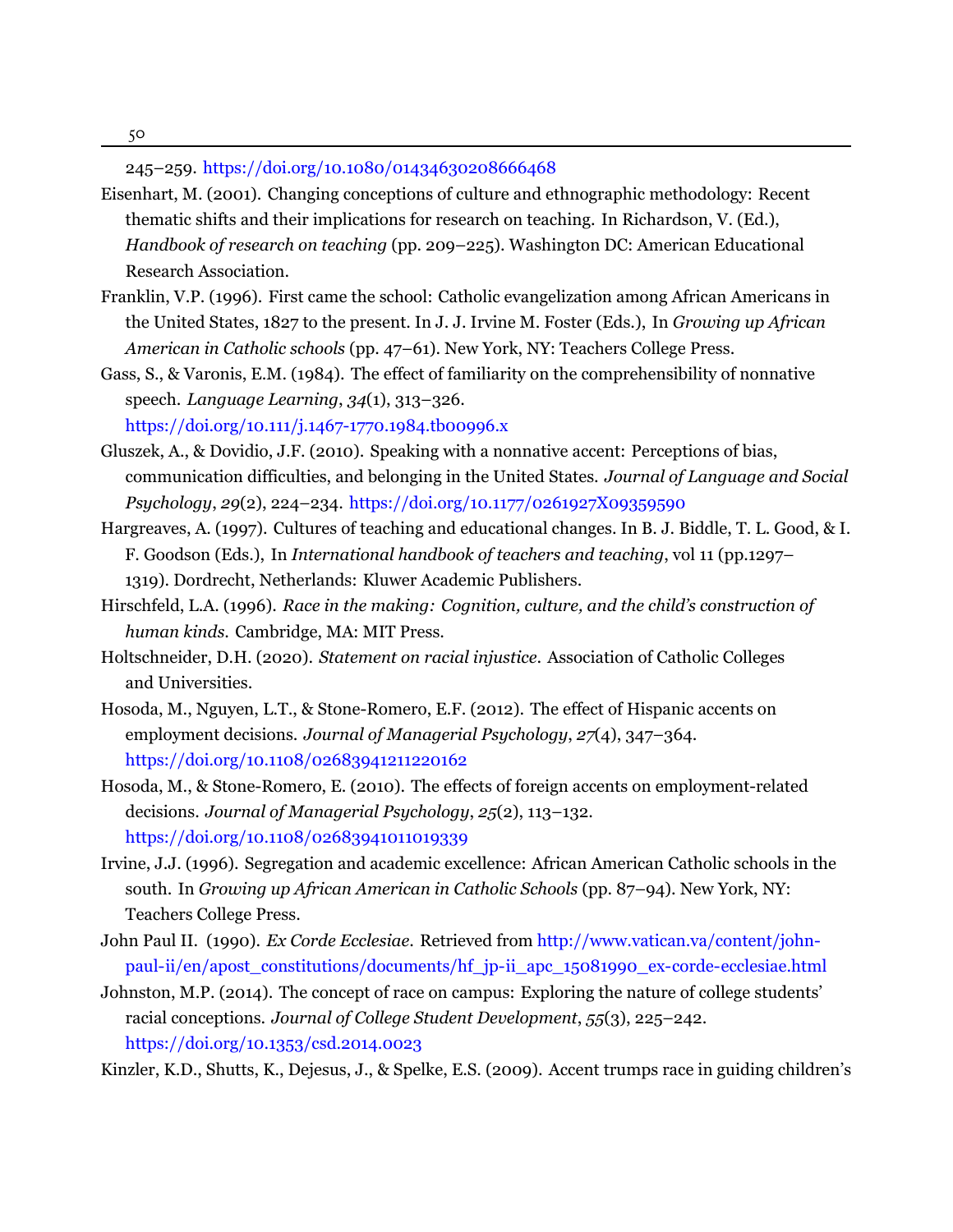245–259. https://doi.org/10.1080/01434630208666468

Eisenhart, M. (2001). Changing conceptions of culture and ethnographic methodology: Recent thematic shifts and their implications for research on teaching. In Richardson, V. (Ed.), *Handbook of research on teaching* (pp. 209–225). Washington DC: American Educational Research Association.

Franklin, V.P. (1996). First came the school: Catholic evangelization among African Americans in the United States, 1827 to the present. In J. J. Irvine M. Foster (Eds.), In *Growing up African American in Catholic schools* (pp. 47–61). New York, NY: Teachers College Press.

Gass, S., & Varonis, E.M. (1984). The effect of familiarity on the comprehensibility of nonnative speech. *Language Learning*, *34*(1), 313–326. https://doi.org/10.111/j.1467-1770.1984.tb00996.x

Gluszek, A., & Dovidio, J.F. (2010). Speaking with a nonnative accent: Perceptions of bias, communication difficulties, and belonging in the United States. *Journal of Language and Social Psychology*, *29*(2), 224–234. https://doi.org/10.1177/0261927X09359590

Hargreaves, A. (1997). Cultures of teaching and educational changes. In B. J. Biddle, T. L. Good, & I. F. Goodson (Eds.), In *International handbook of teachers and teaching*, vol 11 (pp.1297–1319). Dordrecht, Netherlands: Kluwer Academic Publishers.

Hirschfeld, L.A. (1996). *Race in the making: Cognition, culture, and the child's construction of human kinds.* Cambridge, MA: MIT Press.

Holtschneider, D.H. (2020). *Statement on racial injustice.* Association of Catholic Colleges and Universities.

Hosoda, M., Nguyen, L.T., & Stone-Romero, E.F. (2012). The effect of Hispanic accents on employment decisions. *Journal of Managerial Psychology*, *27*(4), 347–364. https://doi.org/10.1108/02683941211220162

Hosoda, M., & Stone-Romero, E. (2010). The effects of foreign accents on employment-related decisions. *Journal of Managerial Psychology*, *25*(2), 113–132. https://doi.org/10.1108/02683941011019339

Irvine, J.J. (1996). Segregation and academic excellence: African American Catholic schools in the south. In *Growing up African American in Catholic Schools* (pp. 87–94). New York, NY: Teachers College Press.

John Paul II. (1990). *Ex Corde Ecclesiae.* Retrieved from http://www.vatican.va/content/john-paul-ii/en/apost_constitutions/documents/hf_jp-ii_apc_15081990_ex-corde-ecclesiae.html

Johnston, M.P. (2014). The concept of race on campus: Exploring the nature of college students' racial conceptions. *Journal of College Student Development*, *55*(3), 225–242. https://doi.org/10.1353/csd.2014.0023

Kinzler, K.D., Shutts, K., Dejesus, J., & Spelke, E.S. (2009). Accent trumps race in guiding children's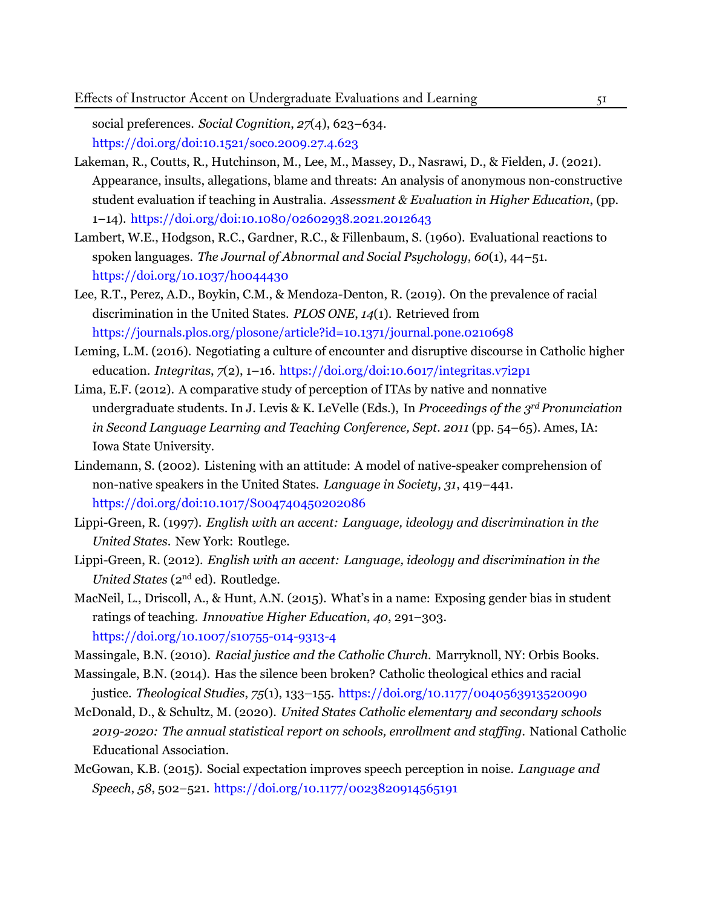social preferences. *Social Cognition*, *27*(4), 623–634. https://doi.org/doi:10.1521/soco.2009.27.4.623

Lakeman, R., Coutts, R., Hutchinson, M., Lee, M., Massey, D., Nasrawi, D., & Fielden, J. (2021). Appearance, insults, allegations, blame and threats: An analysis of anonymous non-constructive student evaluation if teaching in Australia. *Assessment & Evaluation in Higher Education*, (pp. 1–14). https://doi.org/doi:10.1080/02602938.2021.2012643

Lambert, W.E., Hodgson, R.C., Gardner, R.C., & Fillenbaum, S. (1960). Evaluational reactions to spoken languages. *The Journal of Abnormal and Social Psychology*, *60*(1), 44–51. https://doi.org/10.1037/h0044430

Lee, R.T., Perez, A.D., Boykin, C.M., & Mendoza-Denton, R. (2019). On the prevalence of racial discrimination in the United States. *PLOS ONE*, *14*(1). Retrieved from https://journals.plos.org/plosone/article?id=10.1371/journal.pone.0210698

Leming, L.M. (2016). Negotiating a culture of encounter and disruptive discourse in Catholic higher education. *Integritas*, *7*(2), 1–16. https://doi.org/doi:10.6017/integritas.v7i2p1

Lima, E.F. (2012). A comparative study of perception of ITAs by native and nonnative undergraduate students. In J. Levis & K. LeVelle (Eds.), In *Proceedings of the 3rd Pronunciation in Second Language Learning and Teaching Conference, Sept. 2011* (pp. 54–65). Ames, IA: Iowa State University.

Lindemann, S. (2002). Listening with an attitude: A model of native-speaker comprehension of non-native speakers in the United States. *Language in Society*, *31*, 419–441. https://doi.org/doi:10.1017/S004740450202086

Lippi-Green, R. (1997). *English with an accent: Language, ideology and discrimination in the United States*. New York: Routlege.

Lippi-Green, R. (2012). *English with an accent: Language, ideology and discrimination in the United States* (2nd ed). Routledge.

MacNeil, L., Driscoll, A., & Hunt, A.N. (2015). What's in a name: Exposing gender bias in student ratings of teaching. *Innovative Higher Education*, *40*, 291–303. https://doi.org/10.1007/s10755-014-9313-4

Massingale, B.N. (2010). *Racial justice and the Catholic Church*. Marryknoll, NY: Orbis Books.

Massingale, B.N. (2014). Has the silence been broken? Catholic theological ethics and racial justice. *Theological Studies*, *75*(1), 133–155. https://doi.org/10.1177/0040563913520090

McDonald, D., & Schultz, M. (2020). *United States Catholic elementary and secondary schools 2019-2020: The annual statistical report on schools, enrollment and staffing*. National Catholic Educational Association.

McGowan, K.B. (2015). Social expectation improves speech perception in noise. *Language and Speech*, *58*, 502–521. https://doi.org/10.1177/0023830914565191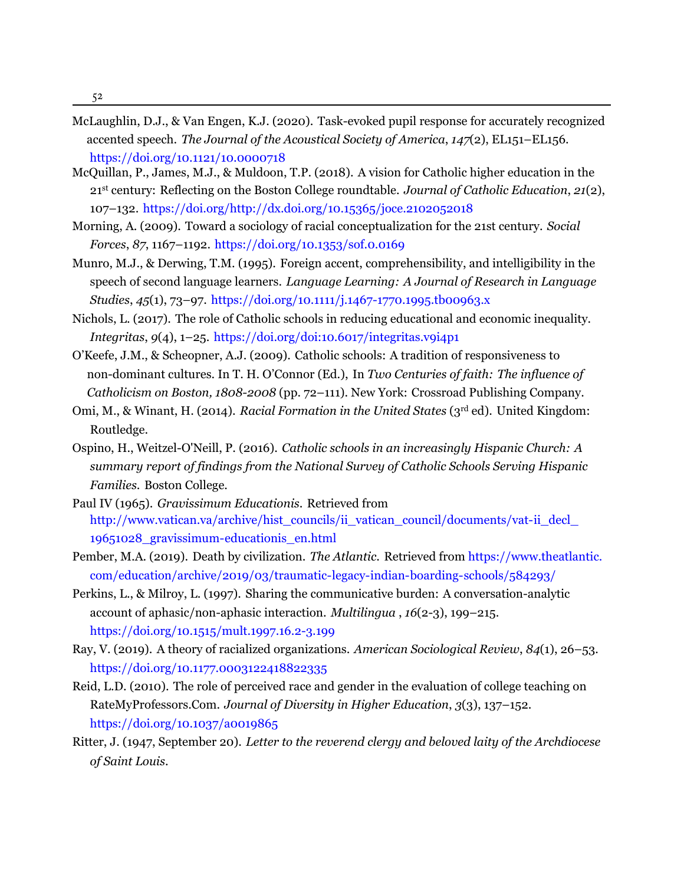McLaughlin, D.J., & Van Engen, K.J. (2020). Task-evoked pupil response for accurately recognized accented speech. *The Journal of the Acoustical Society of America*, *147*(2), EL151–EL156. https://doi.org/10.1121/10.0000718

McQuillan, P., James, M.J., & Muldoon, T.P. (2018). A vision for Catholic higher education in the 21st century: Reflecting on the Boston College roundtable. *Journal of Catholic Education*, *21*(2), 107–132. https://doi.org/http://dx.doi.org/10.15365/joce.2102052018

Morning, A. (2009). Toward a sociology of racial conceptualization for the 21st century. *Social Forces*, *87*, 1167–1192. https://doi.org/10.1353/sof.0.0169

Munro, M.J., & Derwing, T.M. (1995). Foreign accent, comprehensibility, and intelligibility in the speech of second language learners. *Language Learning: A Journal of Research in Language Studies*, *45*(1), 73–97. https://doi.org/10.1111/j.1467-1770.1995.tb00963.x

Nichols, L. (2017). The role of Catholic schools in reducing educational and economic inequality. *Integritas*, *9*(4), 1–25. https://doi.org/doi:10.6017/integritas.v9i4p1

O'Keefe, J.M., & Scheopner, A.J. (2009). Catholic schools: A tradition of responsiveness to non-dominant cultures. In T. H. O'Connor (Ed.), In *Two Centuries of faith: The influence of Catholicism on Boston, 1808-2008* (pp. 72–111). New York: Crossroad Publishing Company.

Omi, M., & Winant, H. (2014). *Racial Formation in the United States* (3rd ed). United Kingdom: Routledge.

Ospino, H., Weitzel-O'Neill, P. (2016). *Catholic schools in an increasingly Hispanic Church: A summary report of findings from the National Survey of Catholic Schools Serving Hispanic Families.* Boston College.

Paul IV (1965). *Gravissimum Educationis*. Retrieved from http://www.vatican.va/archive/hist_councils/ii_vatican_council/documents/vat-ii_decl_19651028_gravissimum-educationis_en.html

Pember, M.A. (2019). Death by civilization. *The Atlantic*. Retrieved from https://www.theatlantic.com/education/archive/2019/03/traumatic-legacy-indian-boarding-schools/584293/

Perkins, L., & Milroy, L. (1997). Sharing the communicative burden: A conversation-analytic account of aphasic/non-aphasic interaction. *Multilingua* , *16*(2-3), 199–215. https://doi.org/10.1515/mult.1997.16.2-3.199

Ray, V. (2019). A theory of racialized organizations. *American Sociological Review*, *84*(1), 26–53. https://doi.org/10.1177.0003122418822335

Reid, L.D. (2010). The role of perceived race and gender in the evaluation of college teaching on RateMyProfessors.Com. *Journal of Diversity in Higher Education*, *3*(3), 137–152. https://doi.org/10.1037/a0019865

Ritter, J. (1947, September 20). *Letter to the reverend clergy and beloved laity of the Archdiocese of Saint Louis*.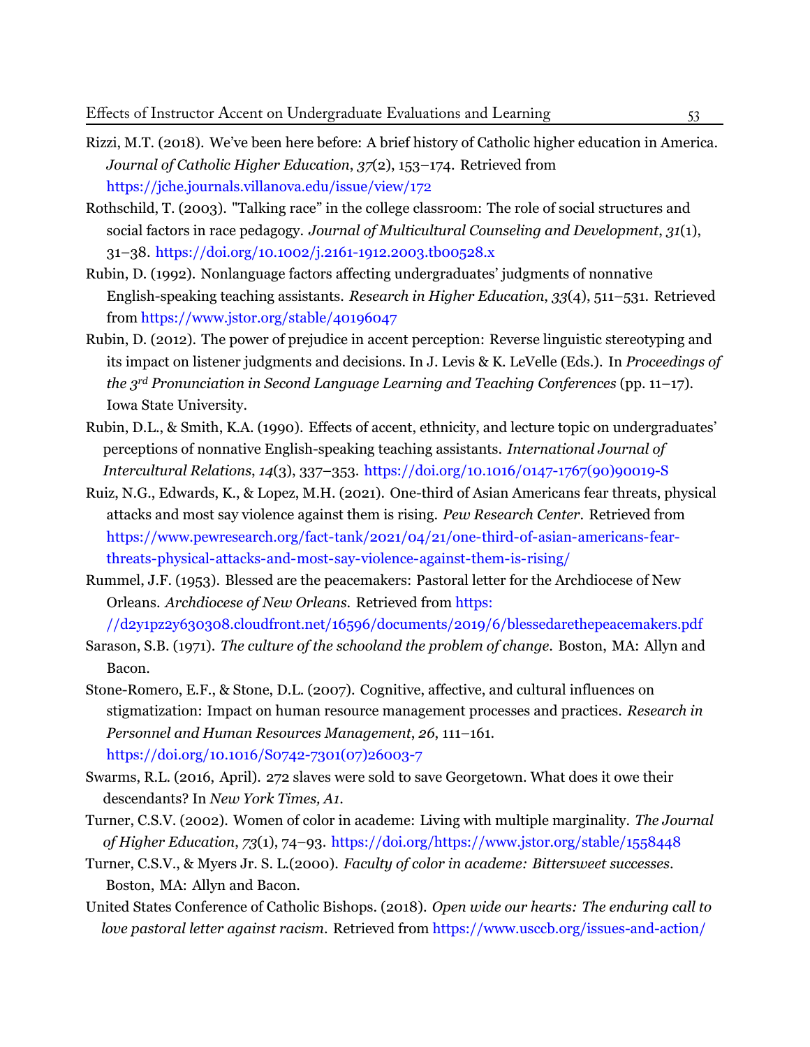Rizzi, M.T. (2018). We've been here before: A brief history of Catholic higher education in America. *Journal of Catholic Higher Education*, *37*(2), 153–174. Retrieved from https://jche.journals.villanova.edu/issue/view/172

Rothschild, T. (2003). "Talking race" in the college classroom: The role of social structures and social factors in race pedagogy. *Journal of Multicultural Counseling and Development*, *31*(1), 31–38. https://doi.org/10.1002/j.2161-1912.2003.tb00528.x

Rubin, D. (1992). Nonlanguage factors affecting undergraduates' judgments of nonnative English-speaking teaching assistants. *Research in Higher Education*, *33*(4), 511–531. Retrieved from https://www.jstor.org/stable/40196047

Rubin, D. (2012). The power of prejudice in accent perception: Reverse linguistic stereotyping and its impact on listener judgments and decisions. In J. Levis & K. LeVelle (Eds.). In *Proceedings of the 3rd Pronunciation in Second Language Learning and Teaching Conferences* (pp. 11–17). Iowa State University.

Rubin, D.L., & Smith, K.A. (1990). Effects of accent, ethnicity, and lecture topic on undergraduates' perceptions of nonnative English-speaking teaching assistants. *International Journal of Intercultural Relations*, *14*(3), 337–353. https://doi.org/10.1016/0147-1767(90)90019-S

Ruiz, N.G., Edwards, K., & Lopez, M.H. (2021). One-third of Asian Americans fear threats, physical attacks and most say violence against them is rising. *Pew Research Center*. Retrieved from https://www.pewresearch.org/fact-tank/2021/04/21/one-third-of-asian-americans-fear-threats-physical-attacks-and-most-say-violence-against-them-is-rising/

Rummel, J.F. (1953). Blessed are the peacemakers: Pastoral letter for the Archdiocese of New Orleans. *Archdiocese of New Orleans*. Retrieved from https://d2y1pz2y630308.cloudfront.net/16596/documents/2019/6/blessedarethepeacemakers.pdf

Sarason, S.B. (1971). *The culture of the schooland the problem of change*. Boston, MA: Allyn and Bacon.

Stone-Romero, E.F., & Stone, D.L. (2007). Cognitive, affective, and cultural influences on stigmatization: Impact on human resource management processes and practices. *Research in Personnel and Human Resources Management*, *26*, 111–161. https://doi.org/10.1016/S0742-7301(07)26003-7

Swarms, R.L. (2016, April). 272 slaves were sold to save Georgetown. What does it owe their descendants? In *New York Times, A1*.

Turner, C.S.V. (2002). Women of color in academe: Living with multiple marginality. *The Journal of Higher Education*, *73*(1), 74–93. https://doi.org/https://www.jstor.org/stable/1558448

Turner, C.S.V., & Myers Jr. S. L.(2000). *Faculty of color in academe: Bittersweet successes*. Boston, MA: Allyn and Bacon.

United States Conference of Catholic Bishops. (2018). *Open wide our hearts: The enduring call to love pastoral letter against racism*. Retrieved from https://www.usccb.org/issues-and-action/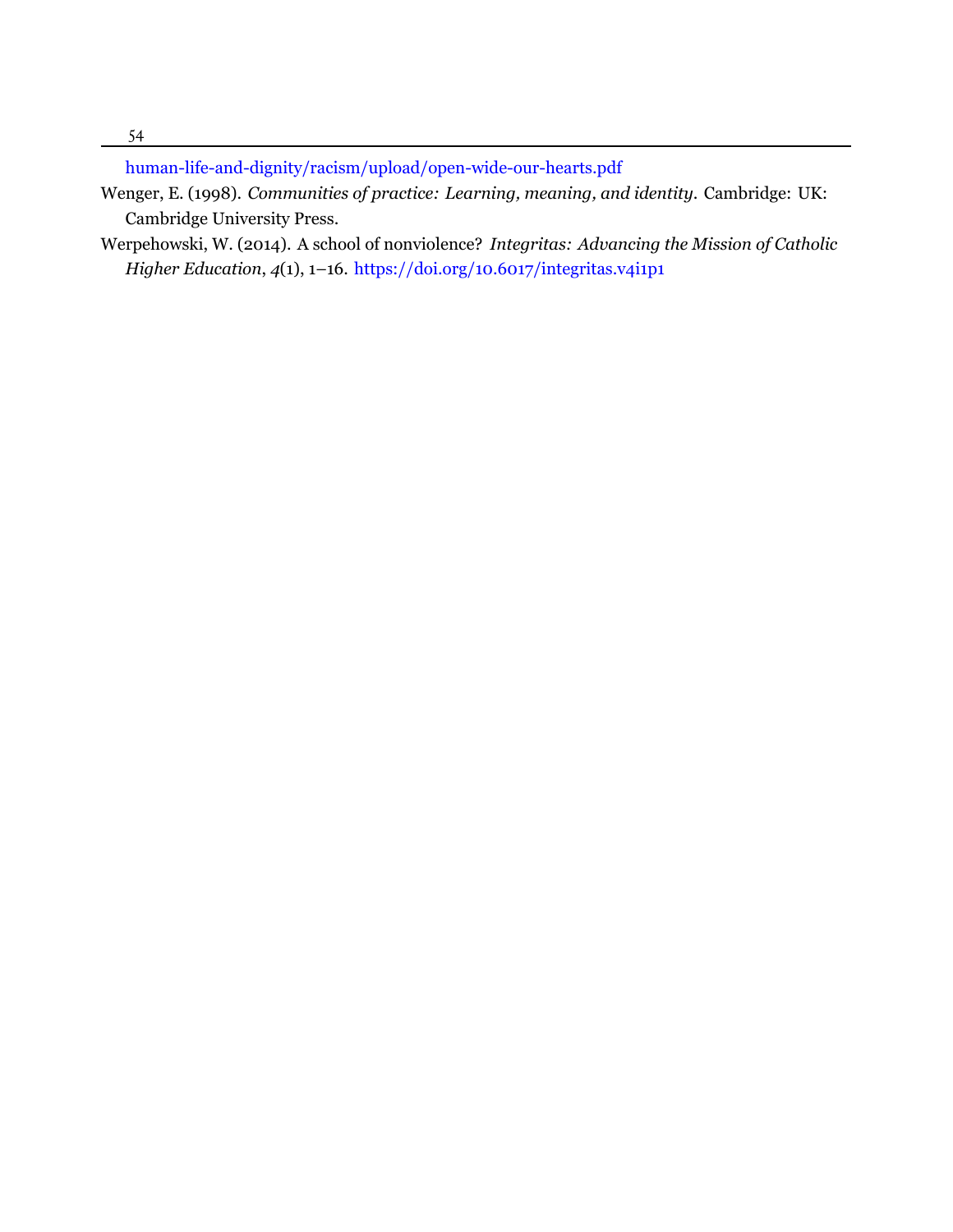human-life-and-dignity/racism/upload/open-wide-our-hearts.pdf

Wenger, E. (1998). *Communities of practice: Learning, meaning, and identity.* Cambridge: UK: Cambridge University Press.

Werpehowski, W. (2014). A school of nonviolence? *Integritas: Advancing the Mission of Catholic Higher Education*, *4*(1), 1–16. https://doi.org/10.6017/integritas.v4i1p1